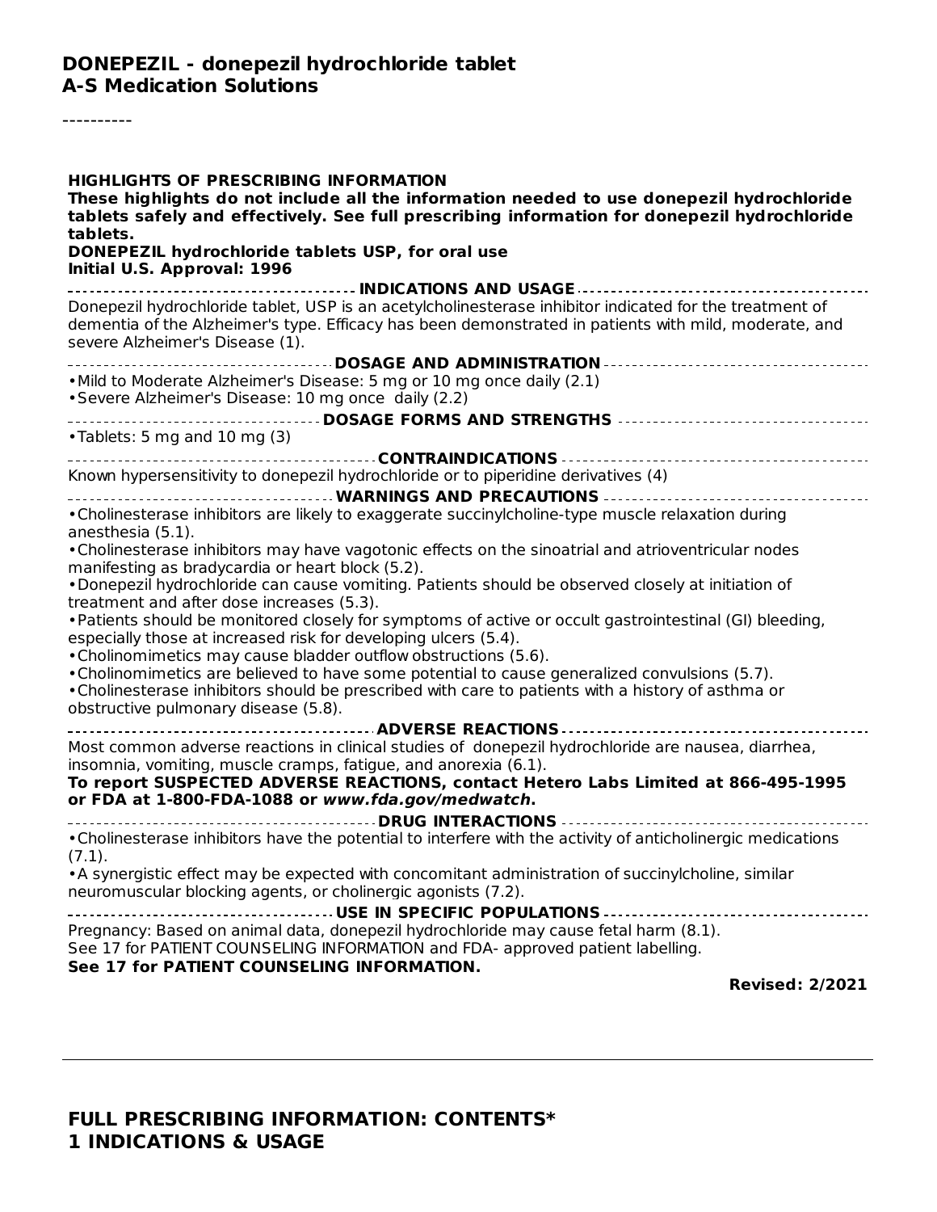# DONEPEZIL - donepezil hydrochloride tablet
## A-S Medication Solutions

----------

**HIGHLIGHTS OF PRESCRIBING INFORMATION**

**These highlights do not include all the information needed to use donepezil hydrochloride tablets safely and effectively. See full prescribing information for donepezil hydrochloride tablets.**

**DONEPEZIL hydrochloride tablets USP, for oral use**

**Initial U.S. Approval: 1996**

**INDICATIONS AND USAGE**

Donepezil hydrochloride tablet, USP is an acetylcholinesterase inhibitor indicated for the treatment of dementia of the Alzheimer's type. Efficacy has been demonstrated in patients with mild, moderate, and severe Alzheimer's Disease (1).

**DOSAGE AND ADMINISTRATION**

- Mild to Moderate Alzheimer's Disease: 5 mg or 10 mg once daily (2.1)
- Severe Alzheimer's Disease: 10 mg once daily (2.2)

**DOSAGE FORMS AND STRENGTHS**

- Tablets: 5 mg and 10 mg (3)

**CONTRAINDICATIONS**

Known hypersensitivity to donepezil hydrochloride or to piperidine derivatives (4)

**WARNINGS AND PRECAUTIONS**

- Cholinesterase inhibitors are likely to exaggerate succinylcholine-type muscle relaxation during anesthesia (5.1).
- Cholinesterase inhibitors may have vagotonic effects on the sinoatrial and atrioventricular nodes manifesting as bradycardia or heart block (5.2).
- Donepezil hydrochloride can cause vomiting. Patients should be observed closely at initiation of treatment and after dose increases (5.3).
- Patients should be monitored closely for symptoms of active or occult gastrointestinal (GI) bleeding, especially those at increased risk for developing ulcers (5.4).
- Cholinomimetics may cause bladder outflow obstructions (5.6).
- Cholinomimetics are believed to have some potential to cause generalized convulsions (5.7).
- Cholinesterase inhibitors should be prescribed with care to patients with a history of asthma or obstructive pulmonary disease (5.8).

**ADVERSE REACTIONS**

Most common adverse reactions in clinical studies of donepezil hydrochloride are nausea, diarrhea, insomnia, vomiting, muscle cramps, fatigue, and anorexia (6.1).

**To report SUSPECTED ADVERSE REACTIONS, contact Hetero Labs Limited at 866-495-1995 or FDA at 1-800-FDA-1088 or *www.fda.gov/medwatch*.**

**DRUG INTERACTIONS**

- Cholinesterase inhibitors have the potential to interfere with the activity of anticholinergic medications (7.1).
- A synergistic effect may be expected with concomitant administration of succinylcholine, similar neuromuscular blocking agents, or cholinergic agonists (7.2).

**USE IN SPECIFIC POPULATIONS**

Pregnancy: Based on animal data, donepezil hydrochloride may cause fetal harm (8.1).

See 17 for PATIENT COUNSELING INFORMATION and FDA- approved patient labelling.

**See 17 for PATIENT COUNSELING INFORMATION.**

**Revised: 2/2021**

---

## FULL PRESCRIBING INFORMATION: CONTENTS*

## 1 INDICATIONS & USAGE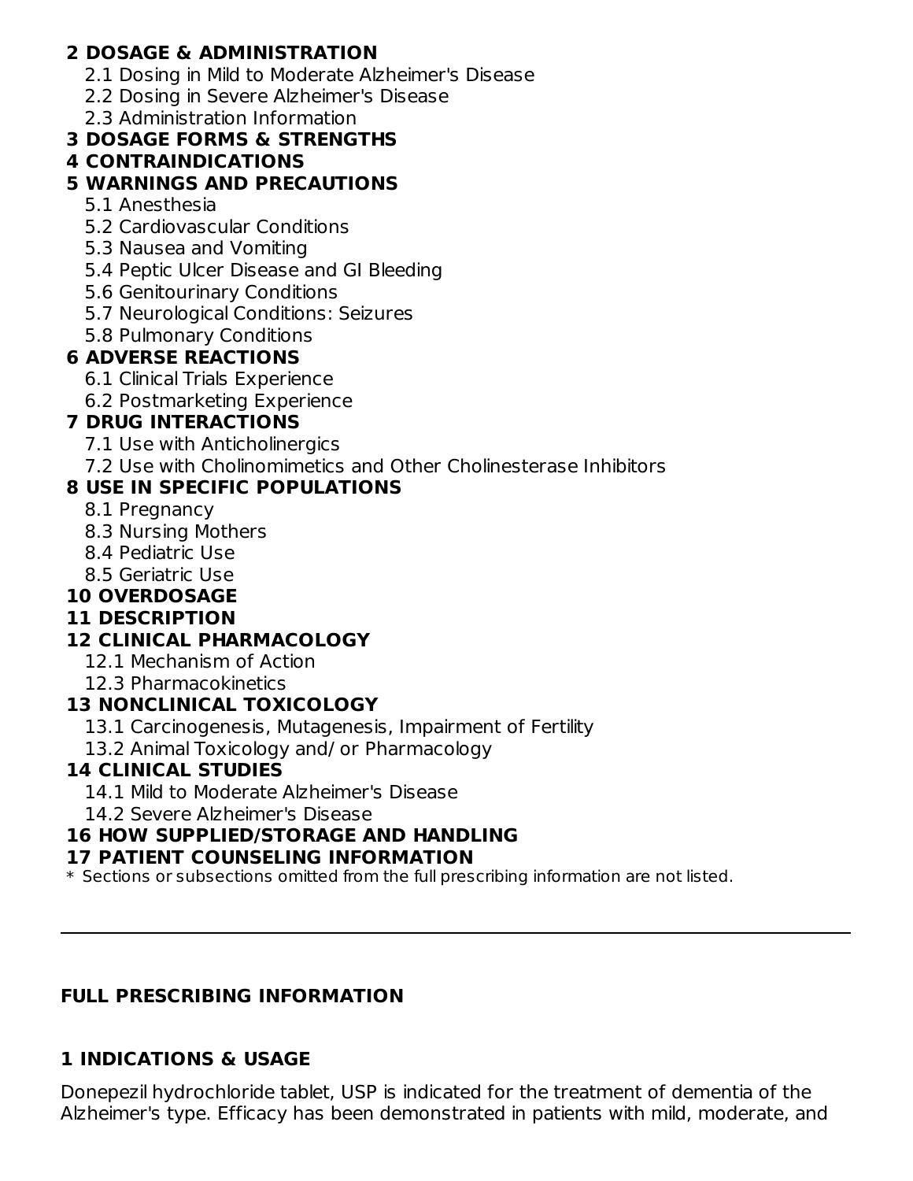**2 DOSAGE & ADMINISTRATION**
- 2.1 Dosing in Mild to Moderate Alzheimer's Disease
- 2.2 Dosing in Severe Alzheimer's Disease
- 2.3 Administration Information

**3 DOSAGE FORMS & STRENGTHS**

**4 CONTRAINDICATIONS**

**5 WARNINGS AND PRECAUTIONS**
- 5.1 Anesthesia
- 5.2 Cardiovascular Conditions
- 5.3 Nausea and Vomiting
- 5.4 Peptic Ulcer Disease and GI Bleeding
- 5.6 Genitourinary Conditions
- 5.7 Neurological Conditions: Seizures
- 5.8 Pulmonary Conditions

**6 ADVERSE REACTIONS**
- 6.1 Clinical Trials Experience
- 6.2 Postmarketing Experience

**7 DRUG INTERACTIONS**
- 7.1 Use with Anticholinergics
- 7.2 Use with Cholinomimetics and Other Cholinesterase Inhibitors

**8 USE IN SPECIFIC POPULATIONS**
- 8.1 Pregnancy
- 8.3 Nursing Mothers
- 8.4 Pediatric Use
- 8.5 Geriatric Use

**10 OVERDOSAGE**

**11 DESCRIPTION**

**12 CLINICAL PHARMACOLOGY**
- 12.1 Mechanism of Action
- 12.3 Pharmacokinetics

**13 NONCLINICAL TOXICOLOGY**
- 13.1 Carcinogenesis, Mutagenesis, Impairment of Fertility
- 13.2 Animal Toxicology and/ or Pharmacology

**14 CLINICAL STUDIES**
- 14.1 Mild to Moderate Alzheimer's Disease
- 14.2 Severe Alzheimer's Disease

**16 HOW SUPPLIED/STORAGE AND HANDLING**

**17 PATIENT COUNSELING INFORMATION**

\* Sections or subsections omitted from the full prescribing information are not listed.

---

## FULL PRESCRIBING INFORMATION

## 1 INDICATIONS & USAGE

Donepezil hydrochloride tablet, USP is indicated for the treatment of dementia of the Alzheimer's type. Efficacy has been demonstrated in patients with mild, moderate, and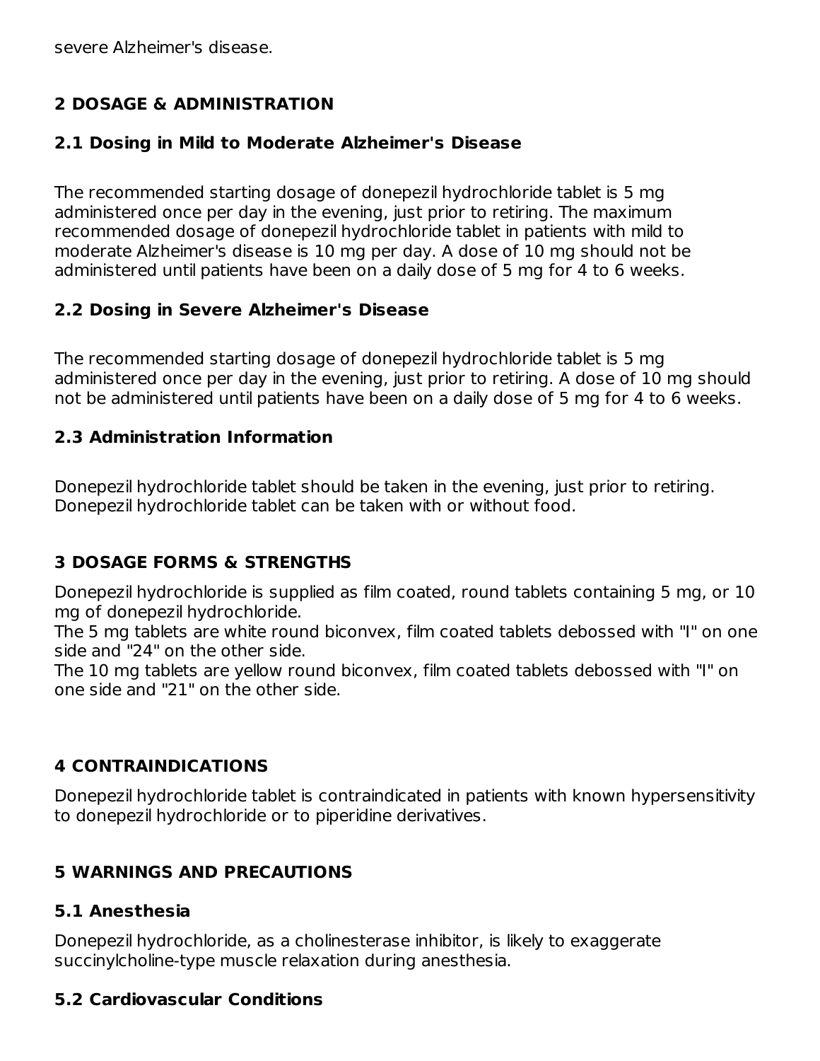severe Alzheimer's disease.

## 2 DOSAGE & ADMINISTRATION

### 2.1 Dosing in Mild to Moderate Alzheimer's Disease

The recommended starting dosage of donepezil hydrochloride tablet is 5 mg administered once per day in the evening, just prior to retiring. The maximum recommended dosage of donepezil hydrochloride tablet in patients with mild to moderate Alzheimer's disease is 10 mg per day. A dose of 10 mg should not be administered until patients have been on a daily dose of 5 mg for 4 to 6 weeks.

### 2.2 Dosing in Severe Alzheimer's Disease

The recommended starting dosage of donepezil hydrochloride tablet is 5 mg administered once per day in the evening, just prior to retiring. A dose of 10 mg should not be administered until patients have been on a daily dose of 5 mg for 4 to 6 weeks.

### 2.3 Administration Information

Donepezil hydrochloride tablet should be taken in the evening, just prior to retiring. Donepezil hydrochloride tablet can be taken with or without food.

## 3 DOSAGE FORMS & STRENGTHS

Donepezil hydrochloride is supplied as film coated, round tablets containing 5 mg, or 10 mg of donepezil hydrochloride.
The 5 mg tablets are white round biconvex, film coated tablets debossed with "I" on one side and "24" on the other side.
The 10 mg tablets are yellow round biconvex, film coated tablets debossed with "I" on one side and "21" on the other side.

## 4 CONTRAINDICATIONS

Donepezil hydrochloride tablet is contraindicated in patients with known hypersensitivity to donepezil hydrochloride or to piperidine derivatives.

## 5 WARNINGS AND PRECAUTIONS

### 5.1 Anesthesia

Donepezil hydrochloride, as a cholinesterase inhibitor, is likely to exaggerate succinylcholine-type muscle relaxation during anesthesia.

### 5.2 Cardiovascular Conditions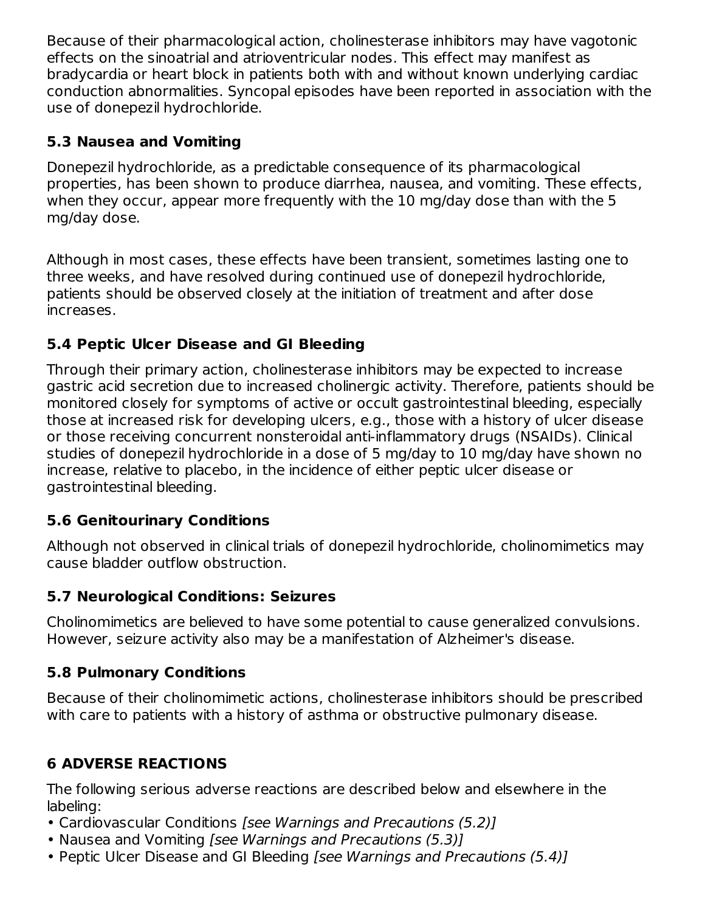Because of their pharmacological action, cholinesterase inhibitors may have vagotonic effects on the sinoatrial and atrioventricular nodes. This effect may manifest as bradycardia or heart block in patients both with and without known underlying cardiac conduction abnormalities. Syncopal episodes have been reported in association with the use of donepezil hydrochloride.

### 5.3 Nausea and Vomiting

Donepezil hydrochloride, as a predictable consequence of its pharmacological properties, has been shown to produce diarrhea, nausea, and vomiting. These effects, when they occur, appear more frequently with the 10 mg/day dose than with the 5 mg/day dose.

Although in most cases, these effects have been transient, sometimes lasting one to three weeks, and have resolved during continued use of donepezil hydrochloride, patients should be observed closely at the initiation of treatment and after dose increases.

### 5.4 Peptic Ulcer Disease and GI Bleeding

Through their primary action, cholinesterase inhibitors may be expected to increase gastric acid secretion due to increased cholinergic activity. Therefore, patients should be monitored closely for symptoms of active or occult gastrointestinal bleeding, especially those at increased risk for developing ulcers, e.g., those with a history of ulcer disease or those receiving concurrent nonsteroidal anti-inflammatory drugs (NSAIDs). Clinical studies of donepezil hydrochloride in a dose of 5 mg/day to 10 mg/day have shown no increase, relative to placebo, in the incidence of either peptic ulcer disease or gastrointestinal bleeding.

### 5.6 Genitourinary Conditions

Although not observed in clinical trials of donepezil hydrochloride, cholinomimetics may cause bladder outflow obstruction.

### 5.7 Neurological Conditions: Seizures

Cholinomimetics are believed to have some potential to cause generalized convulsions. However, seizure activity also may be a manifestation of Alzheimer's disease.

### 5.8 Pulmonary Conditions

Because of their cholinomimetic actions, cholinesterase inhibitors should be prescribed with care to patients with a history of asthma or obstructive pulmonary disease.

## 6 ADVERSE REACTIONS

The following serious adverse reactions are described below and elsewhere in the labeling:

- Cardiovascular Conditions *[see Warnings and Precautions (5.2)]*
- Nausea and Vomiting *[see Warnings and Precautions (5.3)]*
- Peptic Ulcer Disease and GI Bleeding *[see Warnings and Precautions (5.4)]*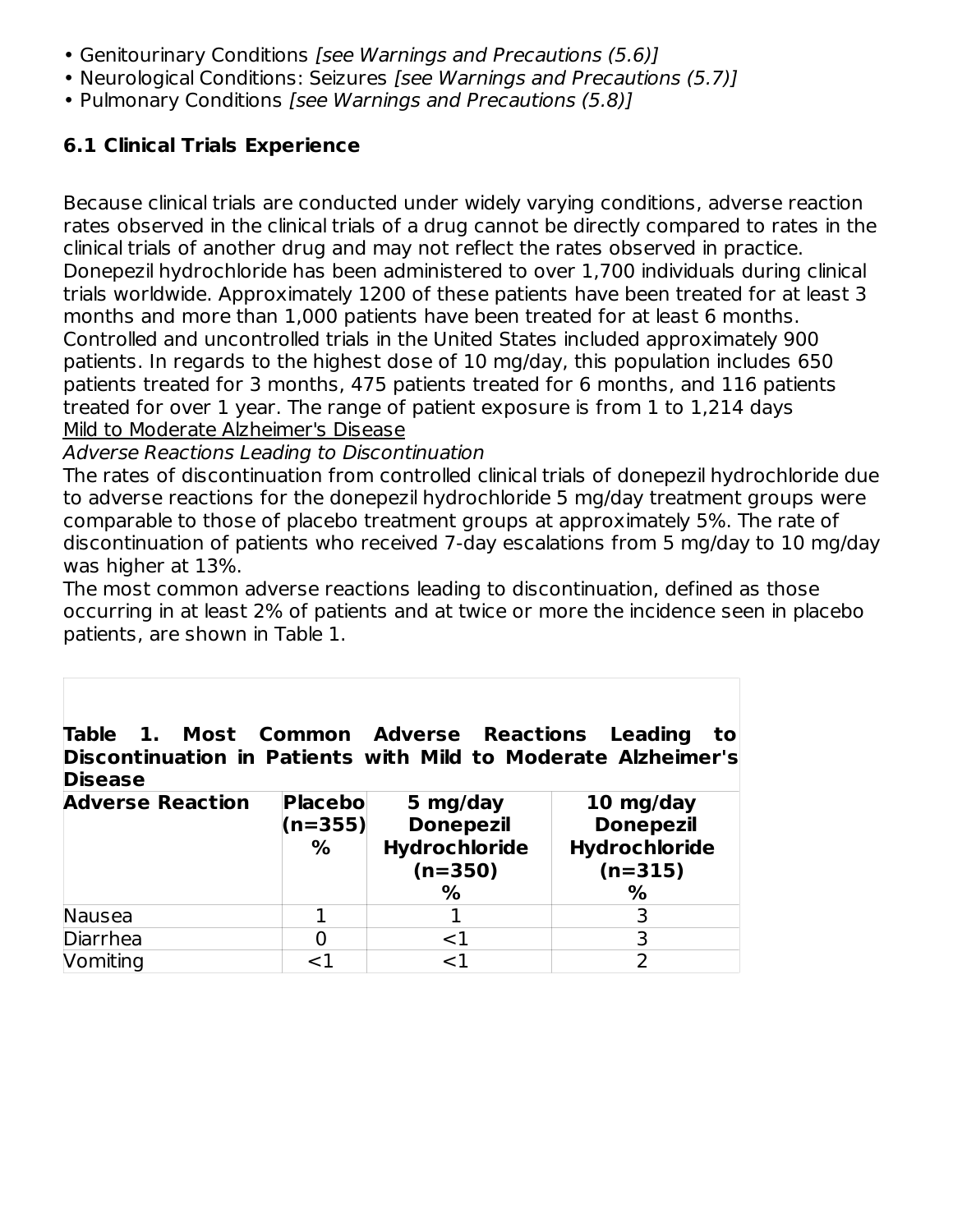- Genitourinary Conditions *[see Warnings and Precautions (5.6)]*
- Neurological Conditions: Seizures *[see Warnings and Precautions (5.7)]*
- Pulmonary Conditions *[see Warnings and Precautions (5.8)]*

### 6.1 Clinical Trials Experience

Because clinical trials are conducted under widely varying conditions, adverse reaction rates observed in the clinical trials of a drug cannot be directly compared to rates in the clinical trials of another drug and may not reflect the rates observed in practice. Donepezil hydrochloride has been administered to over 1,700 individuals during clinical trials worldwide. Approximately 1200 of these patients have been treated for at least 3 months and more than 1,000 patients have been treated for at least 6 months. Controlled and uncontrolled trials in the United States included approximately 900 patients. In regards to the highest dose of 10 mg/day, this population includes 650 patients treated for 3 months, 475 patients treated for 6 months, and 116 patients treated for over 1 year. The range of patient exposure is from 1 to 1,214 days

Mild to Moderate Alzheimer's Disease

*Adverse Reactions Leading to Discontinuation*

The rates of discontinuation from controlled clinical trials of donepezil hydrochloride due to adverse reactions for the donepezil hydrochloride 5 mg/day treatment groups were comparable to those of placebo treatment groups at approximately 5%. The rate of discontinuation of patients who received 7-day escalations from 5 mg/day to 10 mg/day was higher at 13%.

The most common adverse reactions leading to discontinuation, defined as those occurring in at least 2% of patients and at twice or more the incidence seen in placebo patients, are shown in Table 1.

**Table 1. Most Common Adverse Reactions Leading to Discontinuation in Patients with Mild to Moderate Alzheimer's Disease**

| Adverse Reaction | Placebo (n=355) % | 5 mg/day Donepezil Hydrochloride (n=350) % | 10 mg/day Donepezil Hydrochloride (n=315) % |
|---|---|---|---|
| Nausea | 1 | 1 | 3 |
| Diarrhea | 0 | <1 | 3 |
| Vomiting | <1 | <1 | 2 |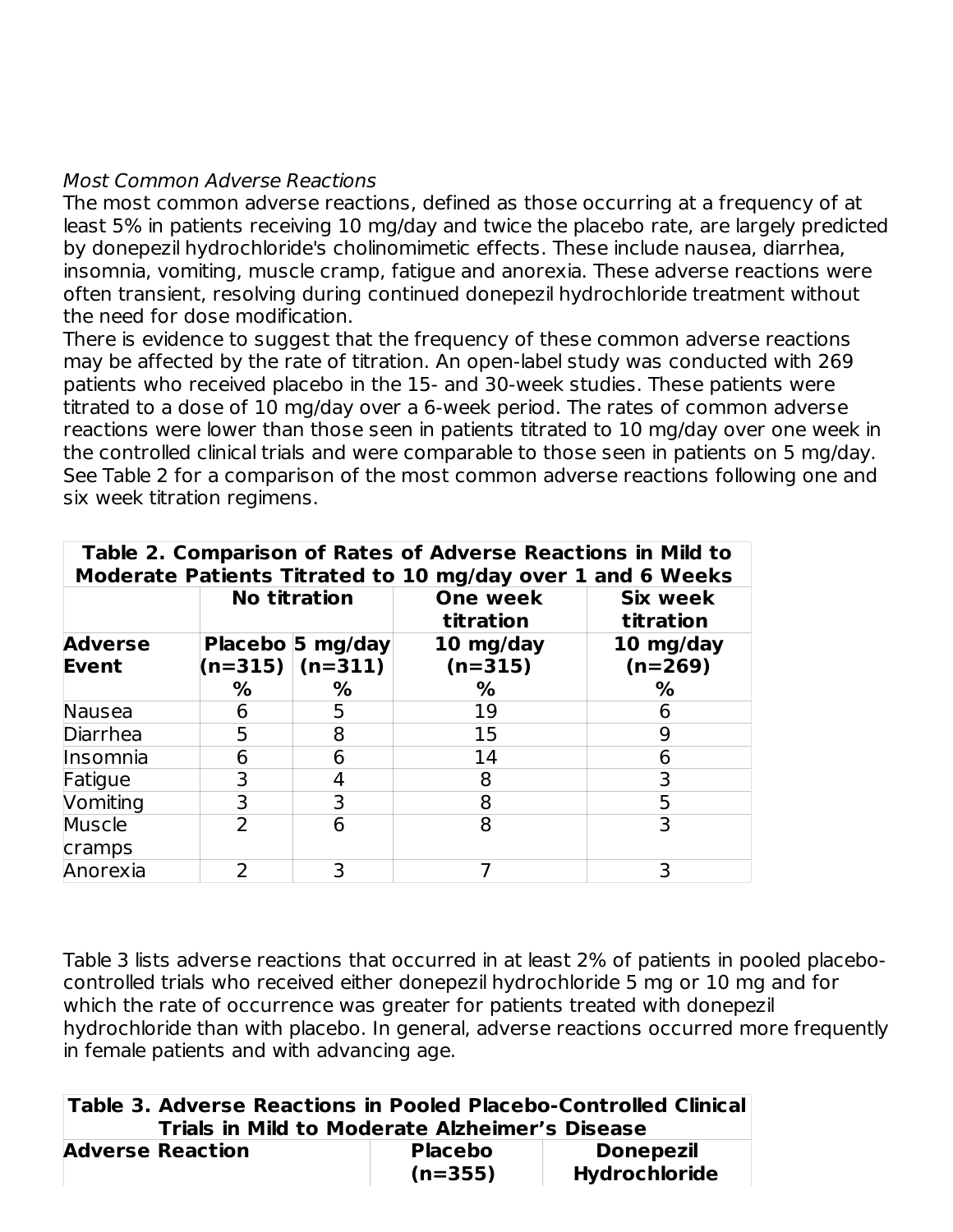*Most Common Adverse Reactions*

The most common adverse reactions, defined as those occurring at a frequency of at least 5% in patients receiving 10 mg/day and twice the placebo rate, are largely predicted by donepezil hydrochloride's cholinomimetic effects. These include nausea, diarrhea, insomnia, vomiting, muscle cramp, fatigue and anorexia. These adverse reactions were often transient, resolving during continued donepezil hydrochloride treatment without the need for dose modification.

There is evidence to suggest that the frequency of these common adverse reactions may be affected by the rate of titration. An open-label study was conducted with 269 patients who received placebo in the 15- and 30-week studies. These patients were titrated to a dose of 10 mg/day over a 6-week period. The rates of common adverse reactions were lower than those seen in patients titrated to 10 mg/day over one week in the controlled clinical trials and were comparable to those seen in patients on 5 mg/day. See Table 2 for a comparison of the most common adverse reactions following one and six week titration regimens.

**Table 2. Comparison of Rates of Adverse Reactions in Mild to Moderate Patients Titrated to 10 mg/day over 1 and 6 Weeks**

| | No titration | | One week titration | Six week titration |
|---|---|---|---|---|
| **Adverse Event** | **Placebo (n=315) %** | **5 mg/day (n=311) %** | **10 mg/day (n=315) %** | **10 mg/day (n=269) %** |
| Nausea | 6 | 5 | 19 | 6 |
| Diarrhea | 5 | 8 | 15 | 9 |
| Insomnia | 6 | 6 | 14 | 6 |
| Fatigue | 3 | 4 | 8 | 3 |
| Vomiting | 3 | 3 | 8 | 5 |
| Muscle cramps | 2 | 6 | 8 | 3 |
| Anorexia | 2 | 3 | 7 | 3 |

Table 3 lists adverse reactions that occurred in at least 2% of patients in pooled placebo-controlled trials who received either donepezil hydrochloride 5 mg or 10 mg and for which the rate of occurrence was greater for patients treated with donepezil hydrochloride than with placebo. In general, adverse reactions occurred more frequently in female patients and with advancing age.

**Table 3. Adverse Reactions in Pooled Placebo-Controlled Clinical Trials in Mild to Moderate Alzheimer's Disease**

| Adverse Reaction | Placebo (n=355) | Donepezil Hydrochloride |
|---|---|---|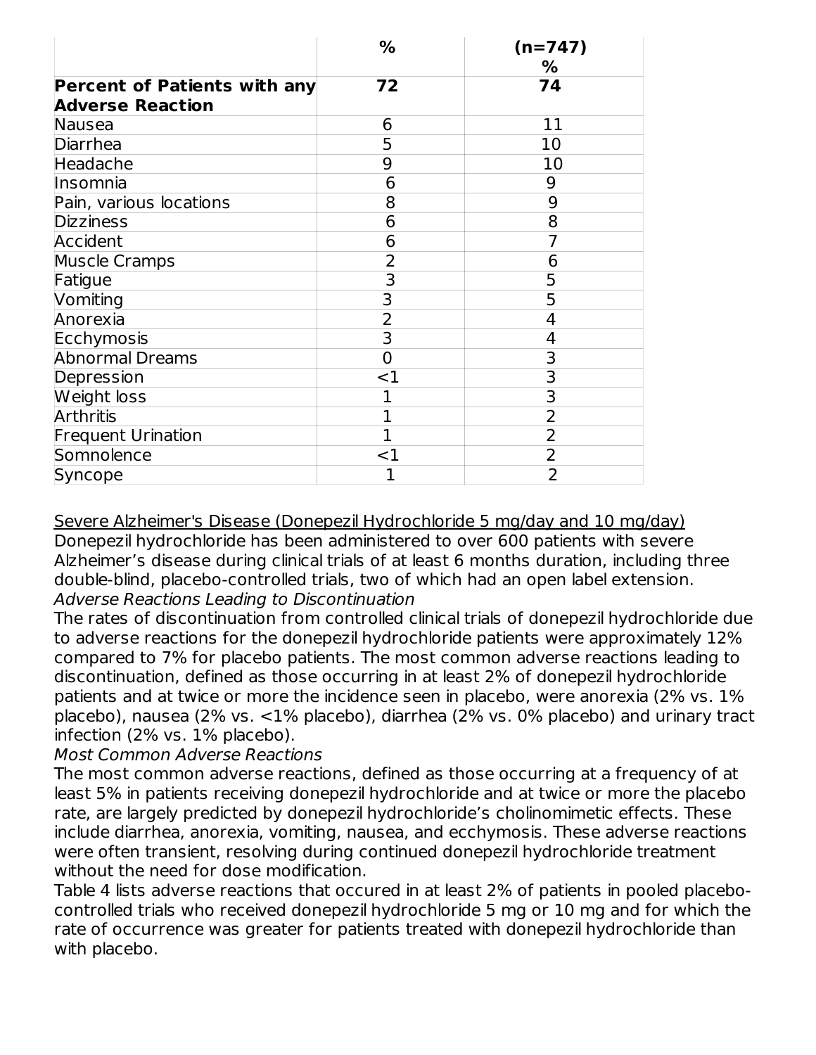| | % | (n=747) % |
|---|---|---|
| **Percent of Patients with any Adverse Reaction** | **72** | **74** |
| Nausea | 6 | 11 |
| Diarrhea | 5 | 10 |
| Headache | 9 | 10 |
| Insomnia | 6 | 9 |
| Pain, various locations | 8 | 9 |
| Dizziness | 6 | 8 |
| Accident | 6 | 7 |
| Muscle Cramps | 2 | 6 |
| Fatigue | 3 | 5 |
| Vomiting | 3 | 5 |
| Anorexia | 2 | 4 |
| Ecchymosis | 3 | 4 |
| Abnormal Dreams | 0 | 3 |
| Depression | <1 | 3 |
| Weight loss | 1 | 3 |
| Arthritis | 1 | 2 |
| Frequent Urination | 1 | 2 |
| Somnolence | <1 | 2 |
| Syncope | 1 | 2 |

Severe Alzheimer's Disease (Donepezil Hydrochloride 5 mg/day and 10 mg/day)

Donepezil hydrochloride has been administered to over 600 patients with severe Alzheimer's disease during clinical trials of at least 6 months duration, including three double-blind, placebo-controlled trials, two of which had an open label extension.

*Adverse Reactions Leading to Discontinuation*

The rates of discontinuation from controlled clinical trials of donepezil hydrochloride due to adverse reactions for the donepezil hydrochloride patients were approximately 12% compared to 7% for placebo patients. The most common adverse reactions leading to discontinuation, defined as those occurring in at least 2% of donepezil hydrochloride patients and at twice or more the incidence seen in placebo, were anorexia (2% vs. 1% placebo), nausea (2% vs. <1% placebo), diarrhea (2% vs. 0% placebo) and urinary tract infection (2% vs. 1% placebo).

*Most Common Adverse Reactions*

The most common adverse reactions, defined as those occurring at a frequency of at least 5% in patients receiving donepezil hydrochloride and at twice or more the placebo rate, are largely predicted by donepezil hydrochloride's cholinomimetic effects. These include diarrhea, anorexia, vomiting, nausea, and ecchymosis. These adverse reactions were often transient, resolving during continued donepezil hydrochloride treatment without the need for dose modification.

Table 4 lists adverse reactions that occured in at least 2% of patients in pooled placebo-controlled trials who received donepezil hydrochloride 5 mg or 10 mg and for which the rate of occurrence was greater for patients treated with donepezil hydrochloride than with placebo.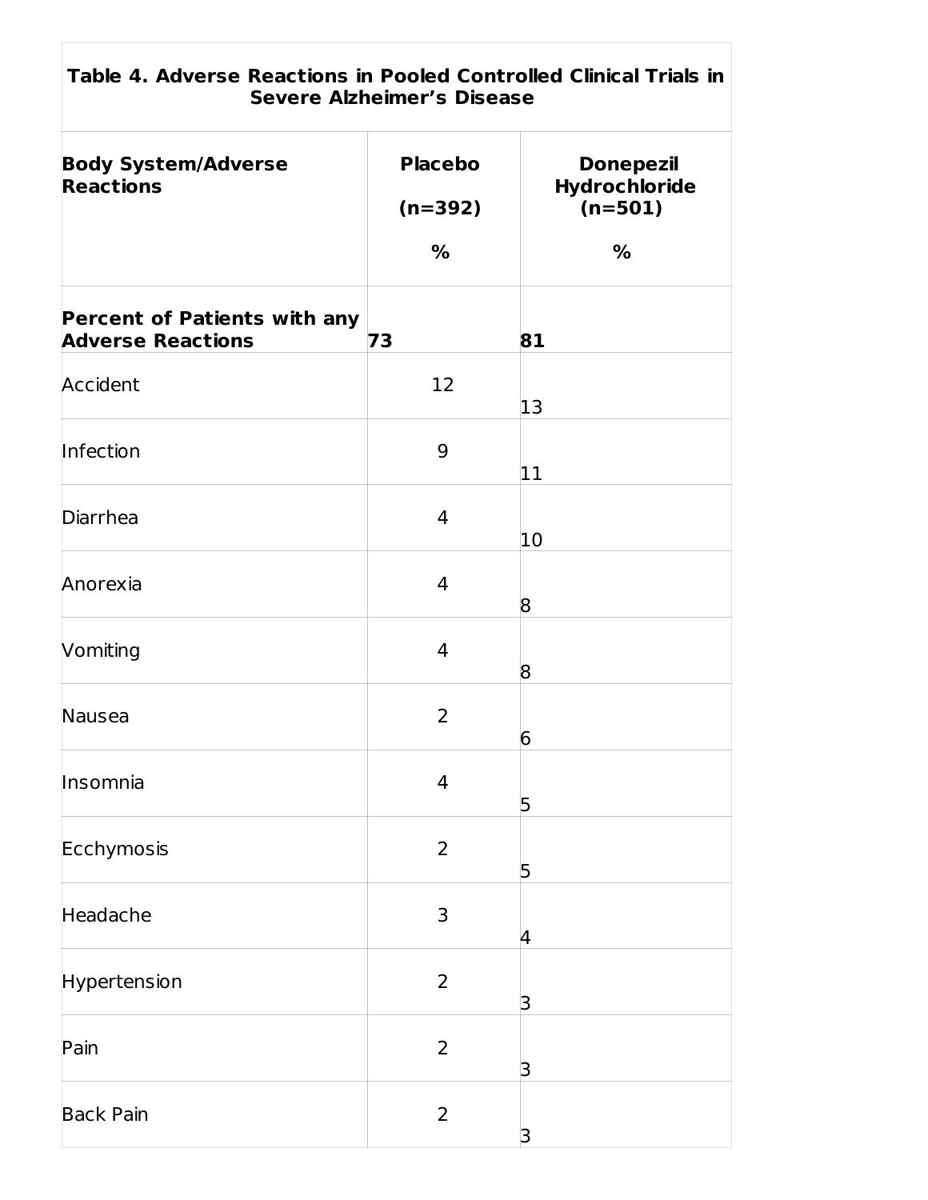| Table 4. Adverse Reactions in Pooled Controlled Clinical Trials in Severe Alzheimer's Disease | | |
|---|---|---|
| **Body System/Adverse Reactions** | **Placebo (n=392) %** | **Donepezil Hydrochloride (n=501) %** |
| **Percent of Patients with any Adverse Reactions** | **73** | **81** |
| Accident | 12 | 13 |
| Infection | 9 | 11 |
| Diarrhea | 4 | 10 |
| Anorexia | 4 | 8 |
| Vomiting | 4 | 8 |
| Nausea | 2 | 6 |
| Insomnia | 4 | 5 |
| Ecchymosis | 2 | 5 |
| Headache | 3 | 4 |
| Hypertension | 2 | 3 |
| Pain | 2 | 3 |
| Back Pain | 2 | 3 |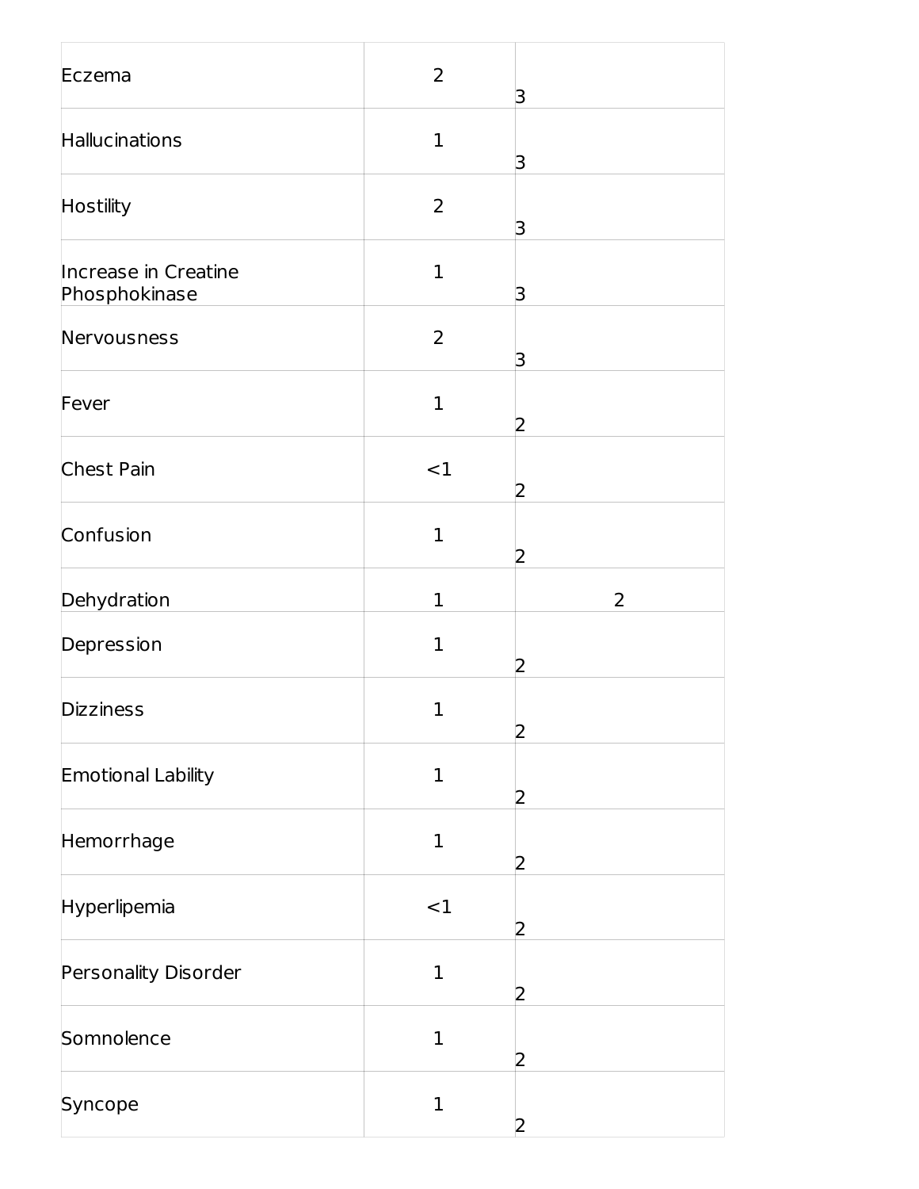| | | |
|---|---|---|
| Eczema | 2 | 3 |
| Hallucinations | 1 | 3 |
| Hostility | 2 | 3 |
| Increase in Creatine Phosphokinase | 1 | 3 |
| Nervousness | 2 | 3 |
| Fever | 1 | 2 |
| Chest Pain | <1 | 2 |
| Confusion | 1 | 2 |
| Dehydration | 1 | 2 |
| Depression | 1 | 2 |
| Dizziness | 1 | 2 |
| Emotional Lability | 1 | 2 |
| Hemorrhage | 1 | 2 |
| Hyperlipemia | <1 | 2 |
| Personality Disorder | 1 | 2 |
| Somnolence | 1 | 2 |
| Syncope | 1 | 2 |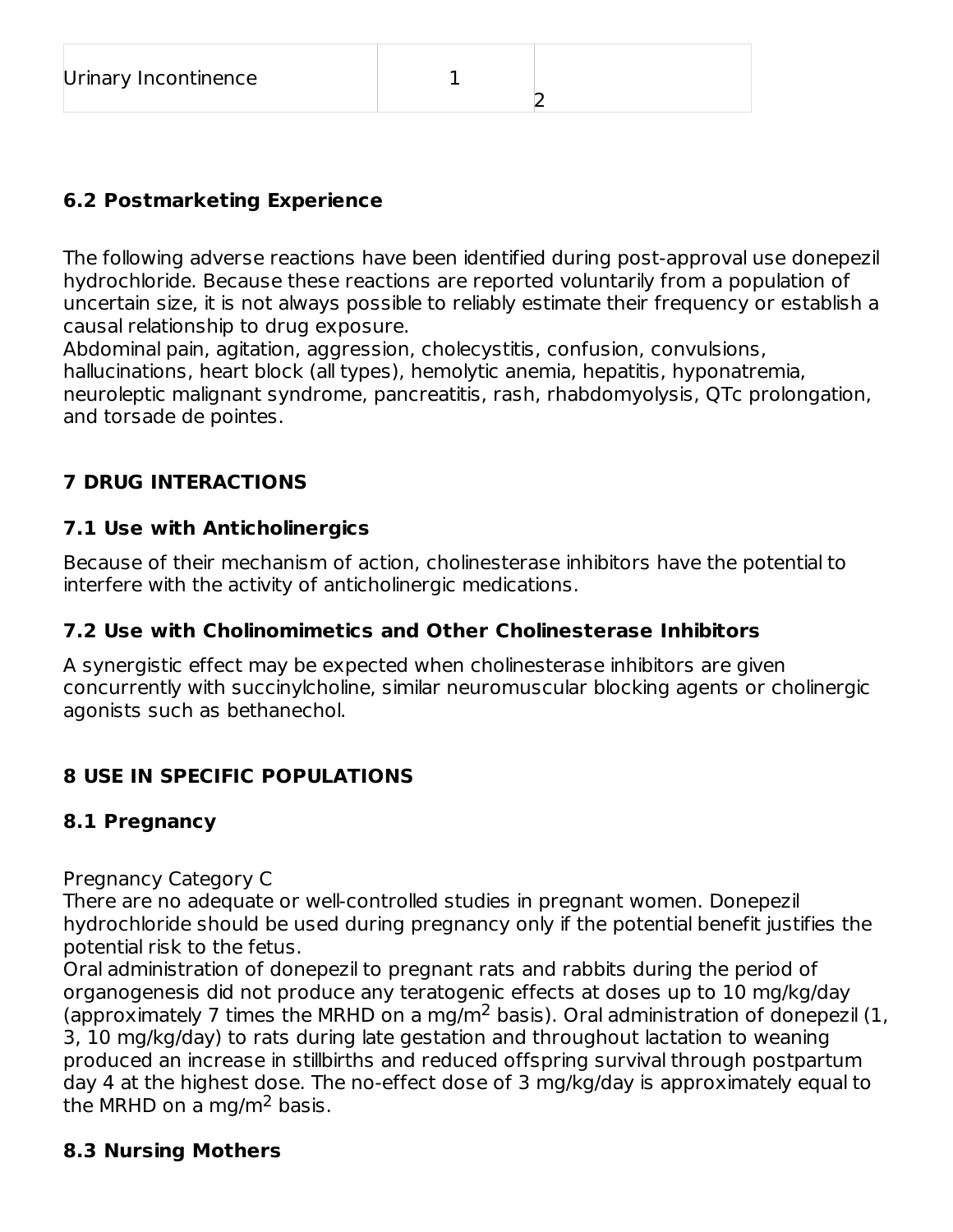| Urinary Incontinence | 1 | 2 |
| --- | --- | --- |

## 6.2 Postmarketing Experience

The following adverse reactions have been identified during post-approval use donepezil hydrochloride. Because these reactions are reported voluntarily from a population of uncertain size, it is not always possible to reliably estimate their frequency or establish a causal relationship to drug exposure.
Abdominal pain, agitation, aggression, cholecystitis, confusion, convulsions, hallucinations, heart block (all types), hemolytic anemia, hepatitis, hyponatremia, neuroleptic malignant syndrome, pancreatitis, rash, rhabdomyolysis, QTc prolongation, and torsade de pointes.

# 7 DRUG INTERACTIONS

## 7.1 Use with Anticholinergics

Because of their mechanism of action, cholinesterase inhibitors have the potential to interfere with the activity of anticholinergic medications.

## 7.2 Use with Cholinomimetics and Other Cholinesterase Inhibitors

A synergistic effect may be expected when cholinesterase inhibitors are given concurrently with succinylcholine, similar neuromuscular blocking agents or cholinergic agonists such as bethanechol.

# 8 USE IN SPECIFIC POPULATIONS

## 8.1 Pregnancy

Pregnancy Category C
There are no adequate or well-controlled studies in pregnant women. Donepezil hydrochloride should be used during pregnancy only if the potential benefit justifies the potential risk to the fetus.
Oral administration of donepezil to pregnant rats and rabbits during the period of organogenesis did not produce any teratogenic effects at doses up to 10 mg/kg/day (approximately 7 times the MRHD on a $mg/m^2$ basis). Oral administration of donepezil (1, 3, 10 mg/kg/day) to rats during late gestation and throughout lactation to weaning produced an increase in stillbirths and reduced offspring survival through postpartum day 4 at the highest dose. The no-effect dose of 3 mg/kg/day is approximately equal to the MRHD on a $mg/m^2$ basis.

## 8.3 Nursing Mothers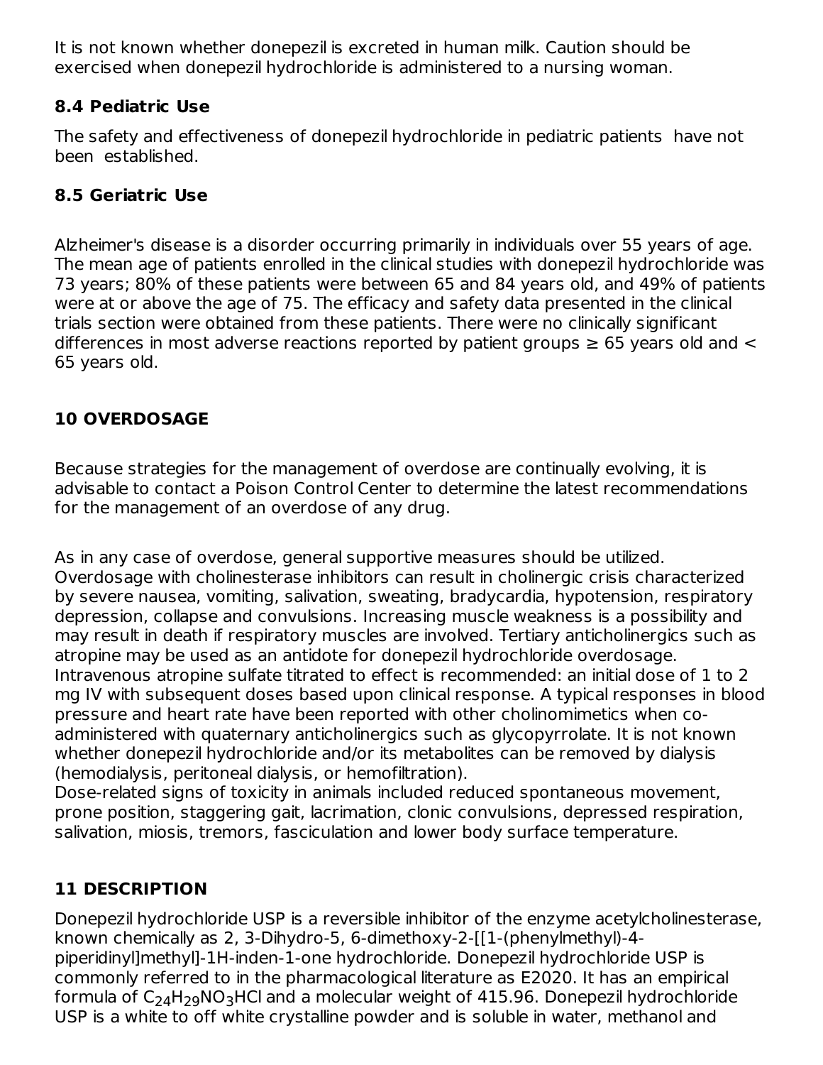It is not known whether donepezil is excreted in human milk. Caution should be exercised when donepezil hydrochloride is administered to a nursing woman.

### 8.4 Pediatric Use

The safety and effectiveness of donepezil hydrochloride in pediatric patients have not been established.

### 8.5 Geriatric Use

Alzheimer's disease is a disorder occurring primarily in individuals over 55 years of age. The mean age of patients enrolled in the clinical studies with donepezil hydrochloride was 73 years; 80% of these patients were between 65 and 84 years old, and 49% of patients were at or above the age of 75. The efficacy and safety data presented in the clinical trials section were obtained from these patients. There were no clinically significant differences in most adverse reactions reported by patient groups ≥ 65 years old and < 65 years old.

## 10 OVERDOSAGE

Because strategies for the management of overdose are continually evolving, it is advisable to contact a Poison Control Center to determine the latest recommendations for the management of an overdose of any drug.

As in any case of overdose, general supportive measures should be utilized. Overdosage with cholinesterase inhibitors can result in cholinergic crisis characterized by severe nausea, vomiting, salivation, sweating, bradycardia, hypotension, respiratory depression, collapse and convulsions. Increasing muscle weakness is a possibility and may result in death if respiratory muscles are involved. Tertiary anticholinergics such as atropine may be used as an antidote for donepezil hydrochloride overdosage. Intravenous atropine sulfate titrated to effect is recommended: an initial dose of 1 to 2 mg IV with subsequent doses based upon clinical response. A typical responses in blood pressure and heart rate have been reported with other cholinomimetics when co-administered with quaternary anticholinergics such as glycopyrrolate. It is not known whether donepezil hydrochloride and/or its metabolites can be removed by dialysis (hemodialysis, peritoneal dialysis, or hemofiltration).
Dose-related signs of toxicity in animals included reduced spontaneous movement, prone position, staggering gait, lacrimation, clonic convulsions, depressed respiration, salivation, miosis, tremors, fasciculation and lower body surface temperature.

## 11 DESCRIPTION

Donepezil hydrochloride USP is a reversible inhibitor of the enzyme acetylcholinesterase, known chemically as 2, 3-Dihydro-5, 6-dimethoxy-2-[[1-(phenylmethyl)-4-piperidinyl]methyl]-1H-inden-1-one hydrochloride. Donepezil hydrochloride USP is commonly referred to in the pharmacological literature as E2020. It has an empirical formula of $C_{24}H_{29}NO_3HCl$ and a molecular weight of 415.96. Donepezil hydrochloride USP is a white to off white crystalline powder and is soluble in water, methanol and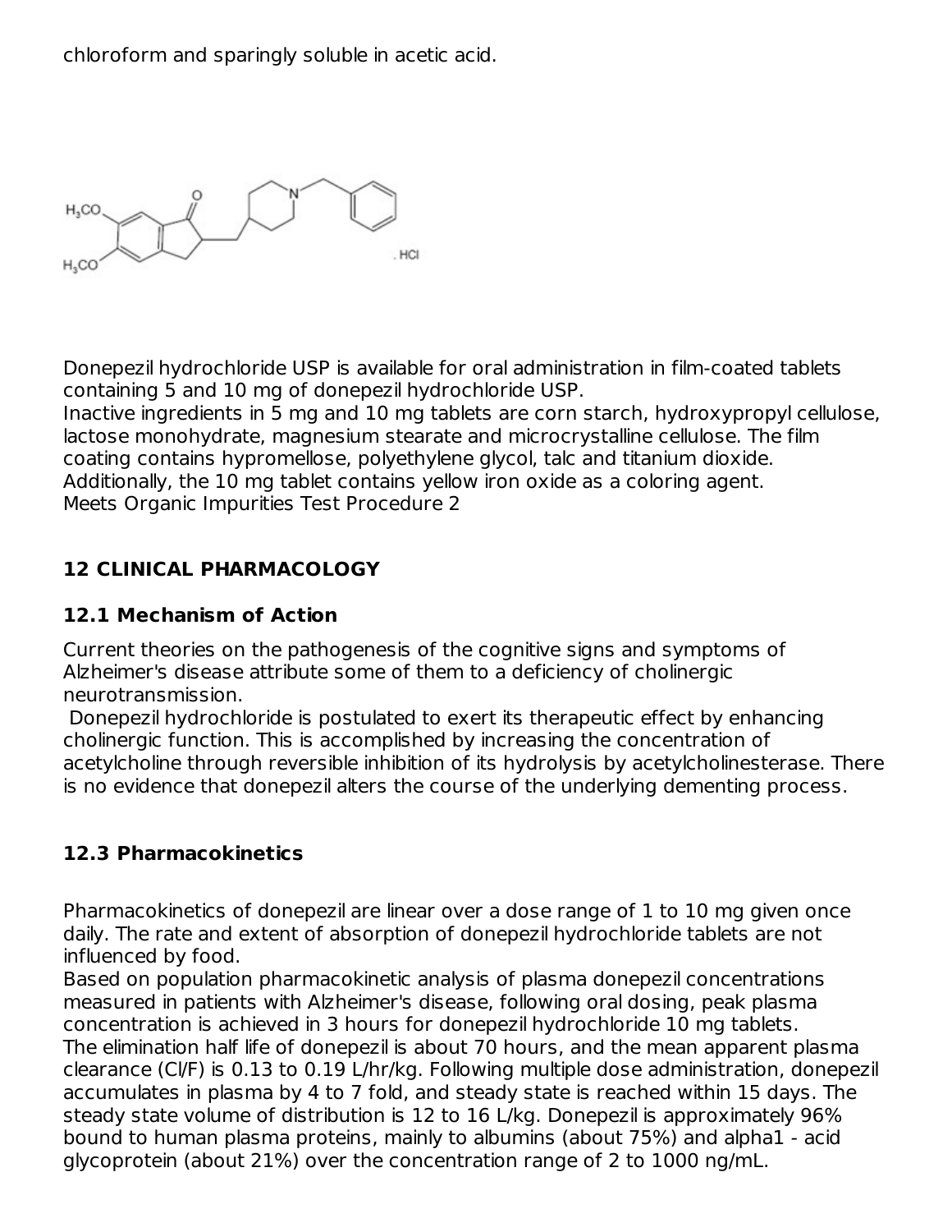chloroform and sparingly soluble in acetic acid.

Donepezil hydrochloride USP is available for oral administration in film-coated tablets containing 5 and 10 mg of donepezil hydrochloride USP.
Inactive ingredients in 5 mg and 10 mg tablets are corn starch, hydroxypropyl cellulose, lactose monohydrate, magnesium stearate and microcrystalline cellulose. The film coating contains hypromellose, polyethylene glycol, talc and titanium dioxide. Additionally, the 10 mg tablet contains yellow iron oxide as a coloring agent.
Meets Organic Impurities Test Procedure 2

## 12 CLINICAL PHARMACOLOGY

### 12.1 Mechanism of Action

Current theories on the pathogenesis of the cognitive signs and symptoms of Alzheimer's disease attribute some of them to a deficiency of cholinergic neurotransmission.
Donepezil hydrochloride is postulated to exert its therapeutic effect by enhancing cholinergic function. This is accomplished by increasing the concentration of acetylcholine through reversible inhibition of its hydrolysis by acetylcholinesterase. There is no evidence that donepezil alters the course of the underlying dementing process.

### 12.3 Pharmacokinetics

Pharmacokinetics of donepezil are linear over a dose range of 1 to 10 mg given once daily. The rate and extent of absorption of donepezil hydrochloride tablets are not influenced by food.
Based on population pharmacokinetic analysis of plasma donepezil concentrations measured in patients with Alzheimer's disease, following oral dosing, peak plasma concentration is achieved in 3 hours for donepezil hydrochloride 10 mg tablets.
The elimination half life of donepezil is about 70 hours, and the mean apparent plasma clearance (Cl/F) is 0.13 to 0.19 L/hr/kg. Following multiple dose administration, donepezil accumulates in plasma by 4 to 7 fold, and steady state is reached within 15 days. The steady state volume of distribution is 12 to 16 L/kg. Donepezil is approximately 96% bound to human plasma proteins, mainly to albumins (about 75%) and alpha1 - acid glycoprotein (about 21%) over the concentration range of 2 to 1000 ng/mL.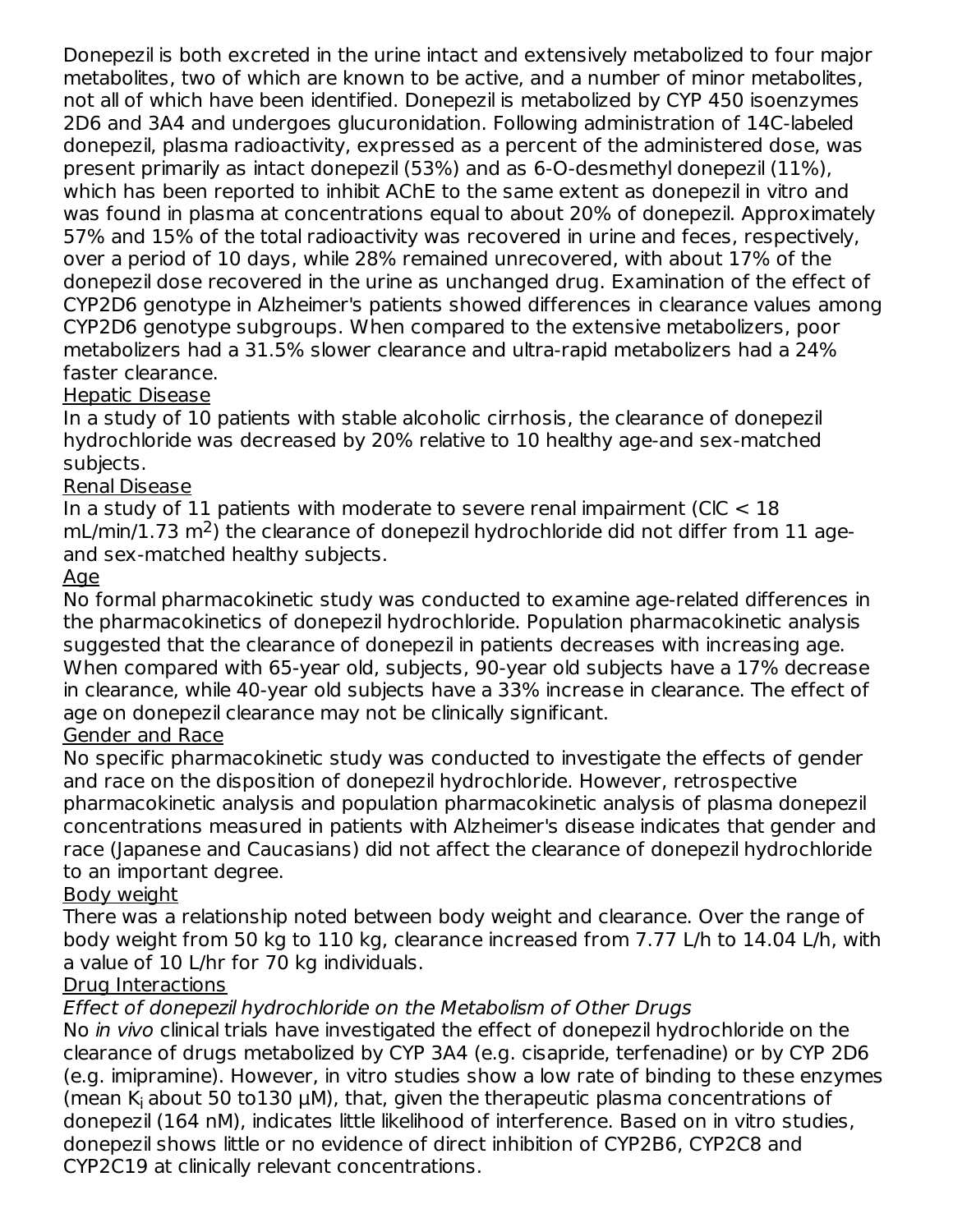Donepezil is both excreted in the urine intact and extensively metabolized to four major metabolites, two of which are known to be active, and a number of minor metabolites, not all of which have been identified. Donepezil is metabolized by CYP 450 isoenzymes 2D6 and 3A4 and undergoes glucuronidation. Following administration of 14C-labeled donepezil, plasma radioactivity, expressed as a percent of the administered dose, was present primarily as intact donepezil (53%) and as 6-O-desmethyl donepezil (11%), which has been reported to inhibit AChE to the same extent as donepezil in vitro and was found in plasma at concentrations equal to about 20% of donepezil. Approximately 57% and 15% of the total radioactivity was recovered in urine and feces, respectively, over a period of 10 days, while 28% remained unrecovered, with about 17% of the donepezil dose recovered in the urine as unchanged drug. Examination of the effect of CYP2D6 genotype in Alzheimer's patients showed differences in clearance values among CYP2D6 genotype subgroups. When compared to the extensive metabolizers, poor metabolizers had a 31.5% slower clearance and ultra-rapid metabolizers had a 24% faster clearance.

Hepatic Disease

In a study of 10 patients with stable alcoholic cirrhosis, the clearance of donepezil hydrochloride was decreased by 20% relative to 10 healthy age-and sex-matched subjects.

Renal Disease

In a study of 11 patients with moderate to severe renal impairment (ClC < 18 mL/min/1.73 $m^2$) the clearance of donepezil hydrochloride did not differ from 11 age- and sex-matched healthy subjects.

Age

No formal pharmacokinetic study was conducted to examine age-related differences in the pharmacokinetics of donepezil hydrochloride. Population pharmacokinetic analysis suggested that the clearance of donepezil in patients decreases with increasing age. When compared with 65-year old, subjects, 90-year old subjects have a 17% decrease in clearance, while 40-year old subjects have a 33% increase in clearance. The effect of age on donepezil clearance may not be clinically significant.

Gender and Race

No specific pharmacokinetic study was conducted to investigate the effects of gender and race on the disposition of donepezil hydrochloride. However, retrospective pharmacokinetic analysis and population pharmacokinetic analysis of plasma donepezil concentrations measured in patients with Alzheimer's disease indicates that gender and race (Japanese and Caucasians) did not affect the clearance of donepezil hydrochloride to an important degree.

Body weight

There was a relationship noted between body weight and clearance. Over the range of body weight from 50 kg to 110 kg, clearance increased from 7.77 L/h to 14.04 L/h, with a value of 10 L/hr for 70 kg individuals.

Drug Interactions

*Effect of donepezil hydrochloride on the Metabolism of Other Drugs*

No *in vivo* clinical trials have investigated the effect of donepezil hydrochloride on the clearance of drugs metabolized by CYP 3A4 (e.g. cisapride, terfenadine) or by CYP 2D6 (e.g. imipramine). However, in vitro studies show a low rate of binding to these enzymes (mean $K_i$ about 50 to130 µM), that, given the therapeutic plasma concentrations of donepezil (164 nM), indicates little likelihood of interference. Based on in vitro studies, donepezil shows little or no evidence of direct inhibition of CYP2B6, CYP2C8 and CYP2C19 at clinically relevant concentrations.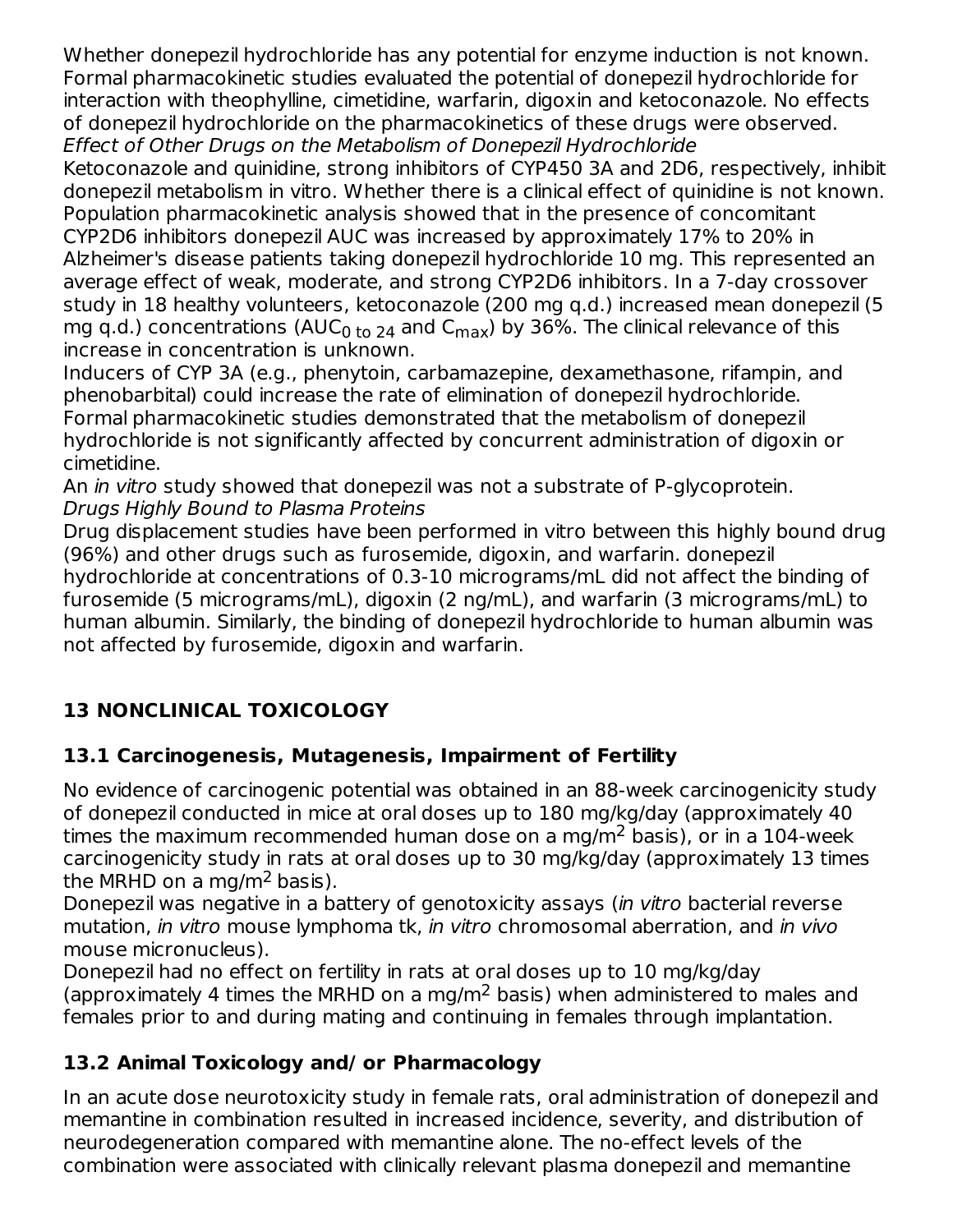Whether donepezil hydrochloride has any potential for enzyme induction is not known. Formal pharmacokinetic studies evaluated the potential of donepezil hydrochloride for interaction with theophylline, cimetidine, warfarin, digoxin and ketoconazole. No effects of donepezil hydrochloride on the pharmacokinetics of these drugs were observed.

*Effect of Other Drugs on the Metabolism of Donepezil Hydrochloride*

Ketoconazole and quinidine, strong inhibitors of CYP450 3A and 2D6, respectively, inhibit donepezil metabolism in vitro. Whether there is a clinical effect of quinidine is not known. Population pharmacokinetic analysis showed that in the presence of concomitant CYP2D6 inhibitors donepezil AUC was increased by approximately 17% to 20% in Alzheimer's disease patients taking donepezil hydrochloride 10 mg. This represented an average effect of weak, moderate, and strong CYP2D6 inhibitors. In a 7-day crossover study in 18 healthy volunteers, ketoconazole (200 mg q.d.) increased mean donepezil (5 mg q.d.) concentrations ($AUC_{0\ to\ 24}$ and $C_{max}$) by 36%. The clinical relevance of this increase in concentration is unknown.

Inducers of CYP 3A (e.g., phenytoin, carbamazepine, dexamethasone, rifampin, and phenobarbital) could increase the rate of elimination of donepezil hydrochloride.

Formal pharmacokinetic studies demonstrated that the metabolism of donepezil hydrochloride is not significantly affected by concurrent administration of digoxin or cimetidine.

An *in vitro* study showed that donepezil was not a substrate of P-glycoprotein.

*Drugs Highly Bound to Plasma Proteins*

Drug displacement studies have been performed in vitro between this highly bound drug (96%) and other drugs such as furosemide, digoxin, and warfarin. donepezil hydrochloride at concentrations of 0.3-10 micrograms/mL did not affect the binding of furosemide (5 micrograms/mL), digoxin (2 ng/mL), and warfarin (3 micrograms/mL) to human albumin. Similarly, the binding of donepezil hydrochloride to human albumin was not affected by furosemide, digoxin and warfarin.

## 13 NONCLINICAL TOXICOLOGY

### 13.1 Carcinogenesis, Mutagenesis, Impairment of Fertility

No evidence of carcinogenic potential was obtained in an 88-week carcinogenicity study of donepezil conducted in mice at oral doses up to 180 mg/kg/day (approximately 40 times the maximum recommended human dose on a mg/$m^2$ basis), or in a 104-week carcinogenicity study in rats at oral doses up to 30 mg/kg/day (approximately 13 times the MRHD on a mg/$m^2$ basis).

Donepezil was negative in a battery of genotoxicity assays (*in vitro* bacterial reverse mutation, *in vitro* mouse lymphoma tk, *in vitro* chromosomal aberration, and *in vivo* mouse micronucleus).

Donepezil had no effect on fertility in rats at oral doses up to 10 mg/kg/day (approximately 4 times the MRHD on a mg/$m^2$ basis) when administered to males and females prior to and during mating and continuing in females through implantation.

### 13.2 Animal Toxicology and/ or Pharmacology

In an acute dose neurotoxicity study in female rats, oral administration of donepezil and memantine in combination resulted in increased incidence, severity, and distribution of neurodegeneration compared with memantine alone. The no-effect levels of the combination were associated with clinically relevant plasma donepezil and memantine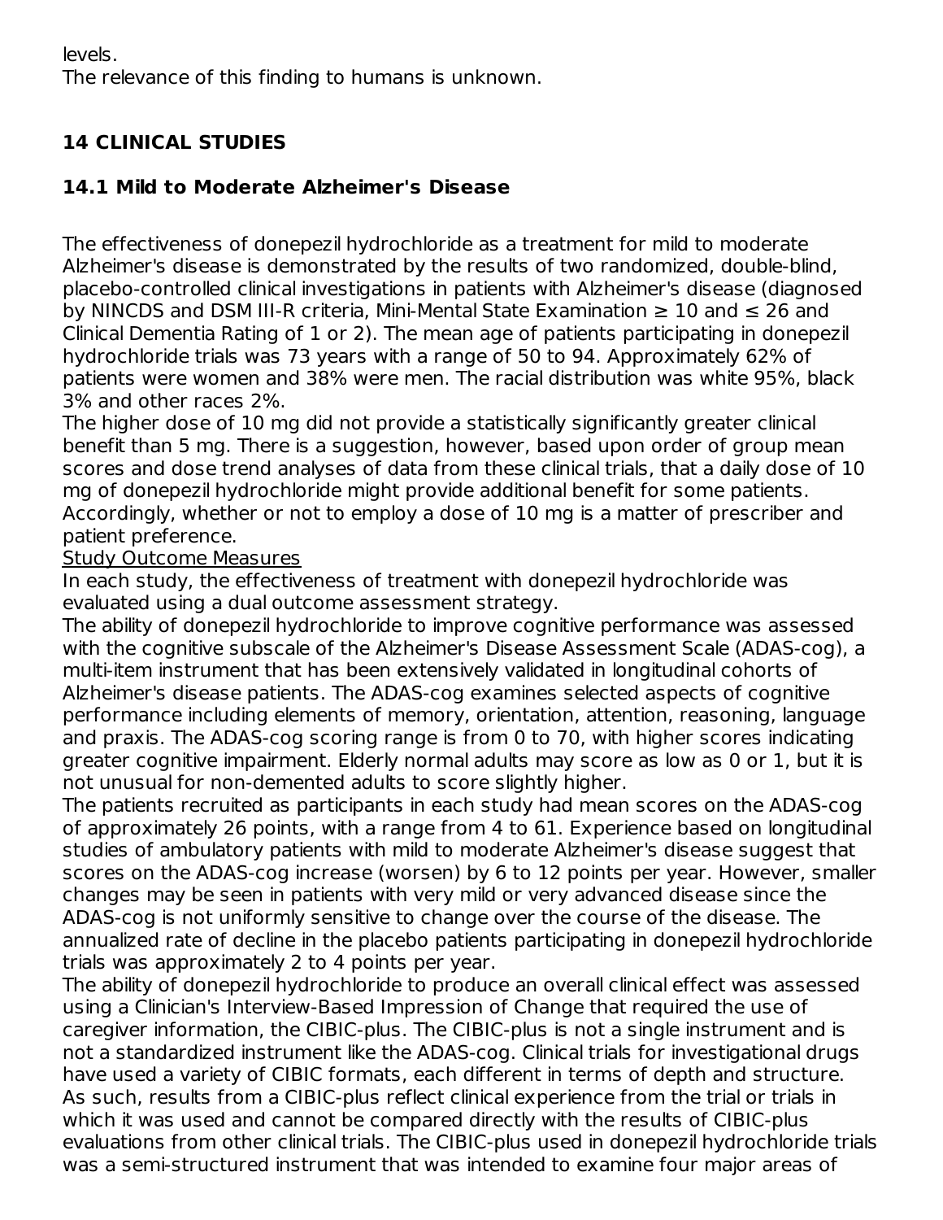levels.
The relevance of this finding to humans is unknown.

## 14 CLINICAL STUDIES

### 14.1 Mild to Moderate Alzheimer's Disease

The effectiveness of donepezil hydrochloride as a treatment for mild to moderate Alzheimer's disease is demonstrated by the results of two randomized, double-blind, placebo-controlled clinical investigations in patients with Alzheimer's disease (diagnosed by NINCDS and DSM III-R criteria, Mini-Mental State Examination ≥ 10 and ≤ 26 and Clinical Dementia Rating of 1 or 2). The mean age of patients participating in donepezil hydrochloride trials was 73 years with a range of 50 to 94. Approximately 62% of patients were women and 38% were men. The racial distribution was white 95%, black 3% and other races 2%.

The higher dose of 10 mg did not provide a statistically significantly greater clinical benefit than 5 mg. There is a suggestion, however, based upon order of group mean scores and dose trend analyses of data from these clinical trials, that a daily dose of 10 mg of donepezil hydrochloride might provide additional benefit for some patients. Accordingly, whether or not to employ a dose of 10 mg is a matter of prescriber and patient preference.

<u>Study Outcome Measures</u>

In each study, the effectiveness of treatment with donepezil hydrochloride was evaluated using a dual outcome assessment strategy.

The ability of donepezil hydrochloride to improve cognitive performance was assessed with the cognitive subscale of the Alzheimer's Disease Assessment Scale (ADAS-cog), a multi-item instrument that has been extensively validated in longitudinal cohorts of Alzheimer's disease patients. The ADAS-cog examines selected aspects of cognitive performance including elements of memory, orientation, attention, reasoning, language and praxis. The ADAS-cog scoring range is from 0 to 70, with higher scores indicating greater cognitive impairment. Elderly normal adults may score as low as 0 or 1, but it is not unusual for non-demented adults to score slightly higher.

The patients recruited as participants in each study had mean scores on the ADAS-cog of approximately 26 points, with a range from 4 to 61. Experience based on longitudinal studies of ambulatory patients with mild to moderate Alzheimer's disease suggest that scores on the ADAS-cog increase (worsen) by 6 to 12 points per year. However, smaller changes may be seen in patients with very mild or very advanced disease since the ADAS-cog is not uniformly sensitive to change over the course of the disease. The annualized rate of decline in the placebo patients participating in donepezil hydrochloride trials was approximately 2 to 4 points per year.

The ability of donepezil hydrochloride to produce an overall clinical effect was assessed using a Clinician's Interview-Based Impression of Change that required the use of caregiver information, the CIBIC-plus. The CIBIC-plus is not a single instrument and is not a standardized instrument like the ADAS-cog. Clinical trials for investigational drugs have used a variety of CIBIC formats, each different in terms of depth and structure. As such, results from a CIBIC-plus reflect clinical experience from the trial or trials in which it was used and cannot be compared directly with the results of CIBIC-plus evaluations from other clinical trials. The CIBIC-plus used in donepezil hydrochloride trials was a semi-structured instrument that was intended to examine four major areas of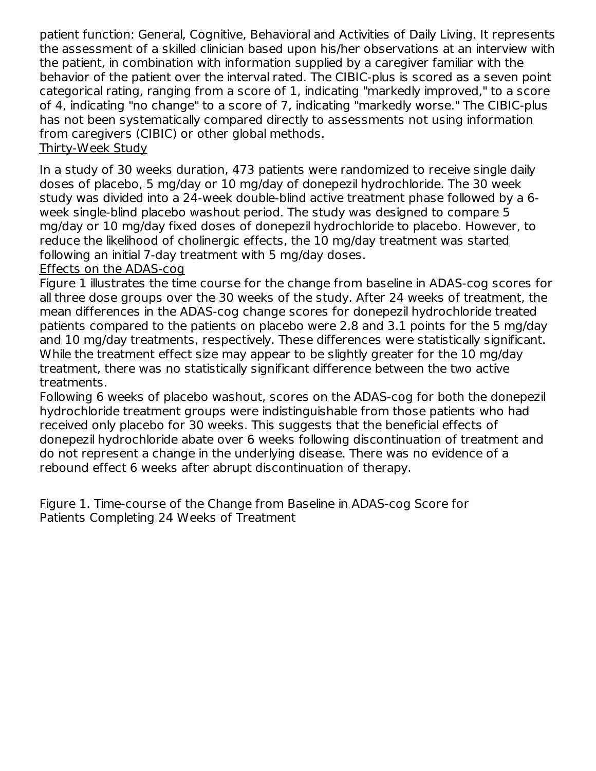patient function: General, Cognitive, Behavioral and Activities of Daily Living. It represents the assessment of a skilled clinician based upon his/her observations at an interview with the patient, in combination with information supplied by a caregiver familiar with the behavior of the patient over the interval rated. The CIBIC-plus is scored as a seven point categorical rating, ranging from a score of 1, indicating "markedly improved," to a score of 4, indicating "no change" to a score of 7, indicating "markedly worse." The CIBIC-plus has not been systematically compared directly to assessments not using information from caregivers (CIBIC) or other global methods.

Thirty-Week Study

In a study of 30 weeks duration, 473 patients were randomized to receive single daily doses of placebo, 5 mg/day or 10 mg/day of donepezil hydrochloride. The 30 week study was divided into a 24-week double-blind active treatment phase followed by a 6-week single-blind placebo washout period. The study was designed to compare 5 mg/day or 10 mg/day fixed doses of donepezil hydrochloride to placebo. However, to reduce the likelihood of cholinergic effects, the 10 mg/day treatment was started following an initial 7-day treatment with 5 mg/day doses.

Effects on the ADAS-cog

Figure 1 illustrates the time course for the change from baseline in ADAS-cog scores for all three dose groups over the 30 weeks of the study. After 24 weeks of treatment, the mean differences in the ADAS-cog change scores for donepezil hydrochloride treated patients compared to the patients on placebo were 2.8 and 3.1 points for the 5 mg/day and 10 mg/day treatments, respectively. These differences were statistically significant. While the treatment effect size may appear to be slightly greater for the 10 mg/day treatment, there was no statistically significant difference between the two active treatments.

Following 6 weeks of placebo washout, scores on the ADAS-cog for both the donepezil hydrochloride treatment groups were indistinguishable from those patients who had received only placebo for 30 weeks. This suggests that the beneficial effects of donepezil hydrochloride abate over 6 weeks following discontinuation of treatment and do not represent a change in the underlying disease. There was no evidence of a rebound effect 6 weeks after abrupt discontinuation of therapy.

Figure 1. Time-course of the Change from Baseline in ADAS-cog Score for Patients Completing 24 Weeks of Treatment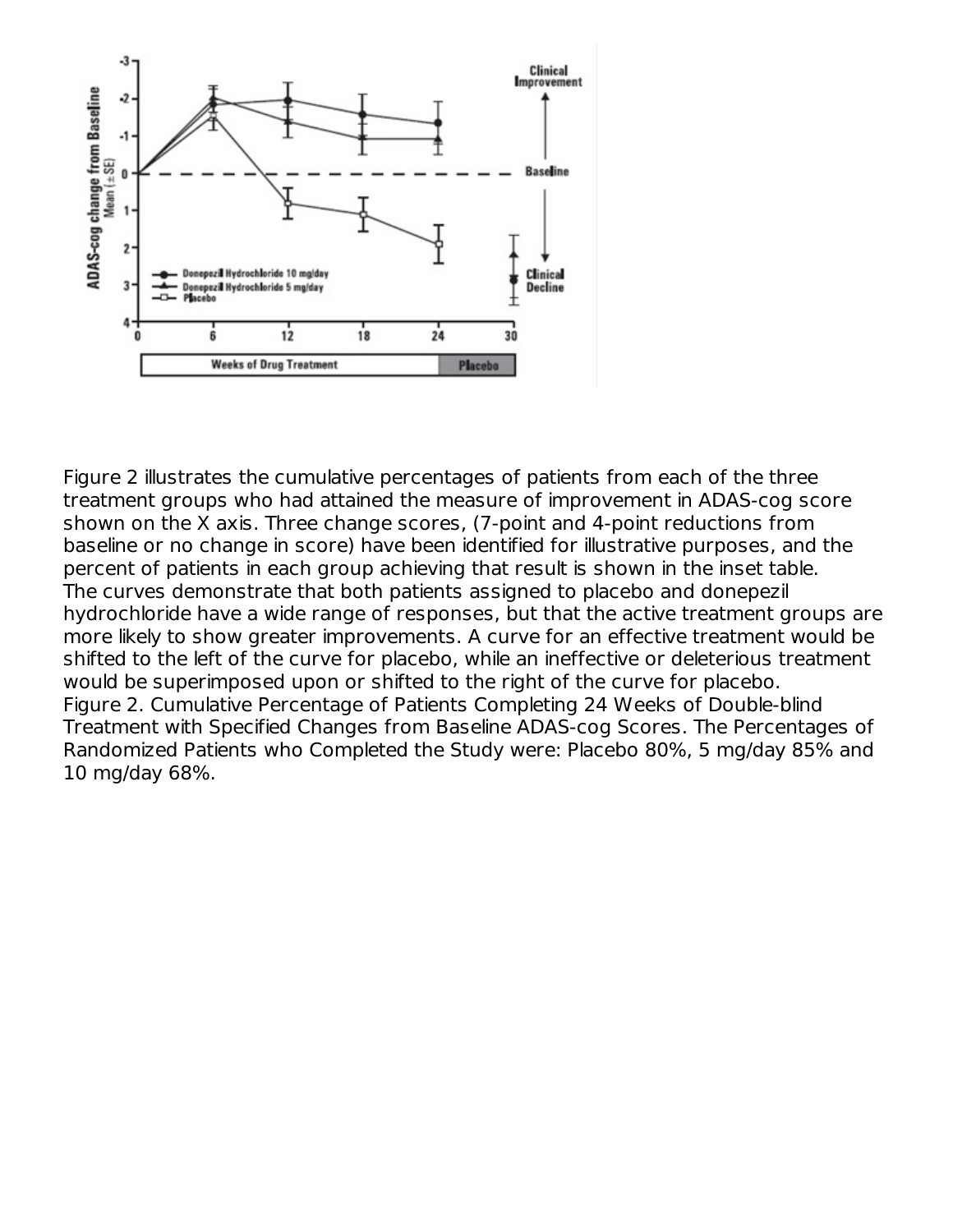Figure 2 illustrates the cumulative percentages of patients from each of the three treatment groups who had attained the measure of improvement in ADAS-cog score shown on the X axis. Three change scores, (7-point and 4-point reductions from baseline or no change in score) have been identified for illustrative purposes, and the percent of patients in each group achieving that result is shown in the inset table.

The curves demonstrate that both patients assigned to placebo and donepezil hydrochloride have a wide range of responses, but that the active treatment groups are more likely to show greater improvements. A curve for an effective treatment would be shifted to the left of the curve for placebo, while an ineffective or deleterious treatment would be superimposed upon or shifted to the right of the curve for placebo.

Figure 2. Cumulative Percentage of Patients Completing 24 Weeks of Double-blind Treatment with Specified Changes from Baseline ADAS-cog Scores. The Percentages of Randomized Patients who Completed the Study were: Placebo 80%, 5 mg/day 85% and 10 mg/day 68%.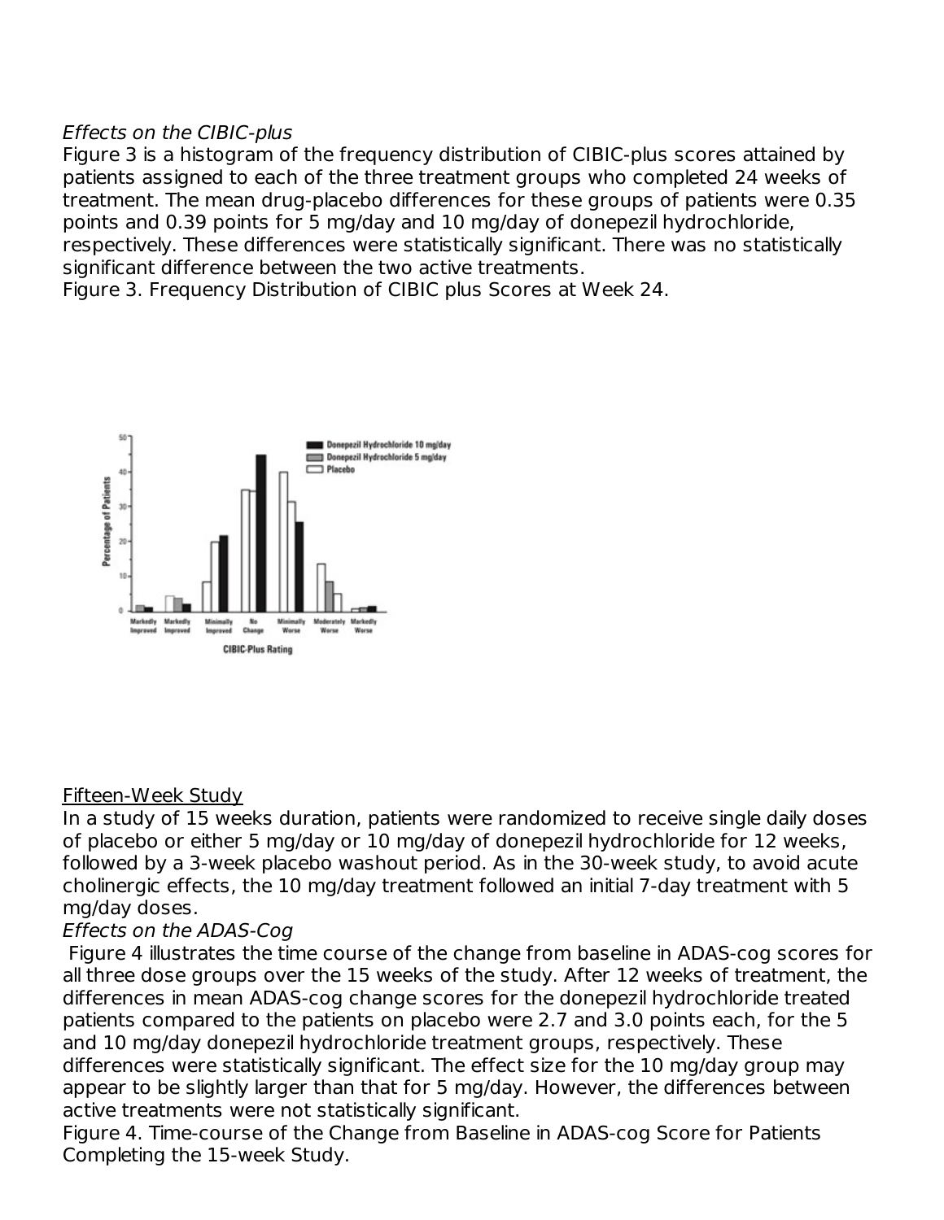*Effects on the CIBIC-plus*

Figure 3 is a histogram of the frequency distribution of CIBIC-plus scores attained by patients assigned to each of the three treatment groups who completed 24 weeks of treatment. The mean drug-placebo differences for these groups of patients were 0.35 points and 0.39 points for 5 mg/day and 10 mg/day of donepezil hydrochloride, respectively. These differences were statistically significant. There was no statistically significant difference between the two active treatments.

Figure 3. Frequency Distribution of CIBIC plus Scores at Week 24.

<u>Fifteen-Week Study</u>

In a study of 15 weeks duration, patients were randomized to receive single daily doses of placebo or either 5 mg/day or 10 mg/day of donepezil hydrochloride for 12 weeks, followed by a 3-week placebo washout period. As in the 30-week study, to avoid acute cholinergic effects, the 10 mg/day treatment followed an initial 7-day treatment with 5 mg/day doses.

*Effects on the ADAS-Cog*

Figure 4 illustrates the time course of the change from baseline in ADAS-cog scores for all three dose groups over the 15 weeks of the study. After 12 weeks of treatment, the differences in mean ADAS-cog change scores for the donepezil hydrochloride treated patients compared to the patients on placebo were 2.7 and 3.0 points each, for the 5 and 10 mg/day donepezil hydrochloride treatment groups, respectively. These differences were statistically significant. The effect size for the 10 mg/day group may appear to be slightly larger than that for 5 mg/day. However, the differences between active treatments were not statistically significant.

Figure 4. Time-course of the Change from Baseline in ADAS-cog Score for Patients Completing the 15-week Study.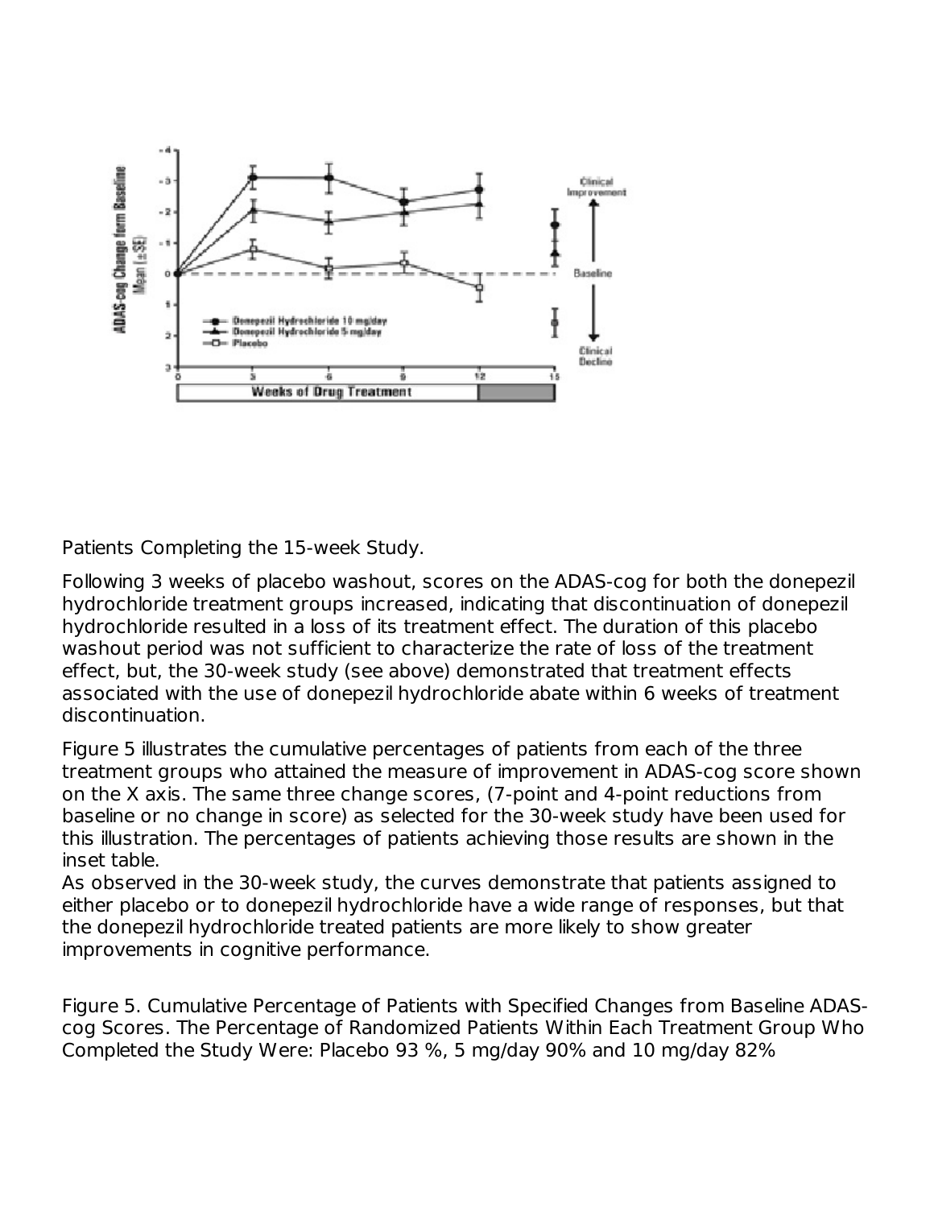Patients Completing the 15-week Study.

Following 3 weeks of placebo washout, scores on the ADAS-cog for both the donepezil hydrochloride treatment groups increased, indicating that discontinuation of donepezil hydrochloride resulted in a loss of its treatment effect. The duration of this placebo washout period was not sufficient to characterize the rate of loss of the treatment effect, but, the 30-week study (see above) demonstrated that treatment effects associated with the use of donepezil hydrochloride abate within 6 weeks of treatment discontinuation.

Figure 5 illustrates the cumulative percentages of patients from each of the three treatment groups who attained the measure of improvement in ADAS-cog score shown on the X axis. The same three change scores, (7-point and 4-point reductions from baseline or no change in score) as selected for the 30-week study have been used for this illustration. The percentages of patients achieving those results are shown in the inset table.

As observed in the 30-week study, the curves demonstrate that patients assigned to either placebo or to donepezil hydrochloride have a wide range of responses, but that the donepezil hydrochloride treated patients are more likely to show greater improvements in cognitive performance.

Figure 5. Cumulative Percentage of Patients with Specified Changes from Baseline ADAS-cog Scores. The Percentage of Randomized Patients Within Each Treatment Group Who Completed the Study Were: Placebo 93 %, 5 mg/day 90% and 10 mg/day 82%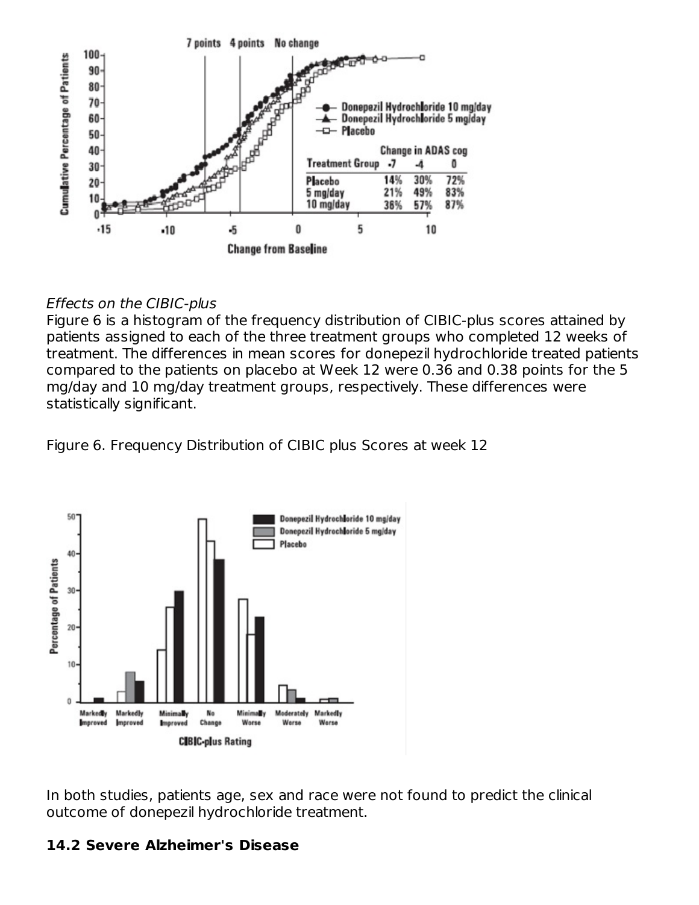| Treatment Group | Change in ADAS cog -7 | -4 | 0 |
| --- | --- | --- | --- |
| Placebo | 14% | 30% | 72% |
| 5 mg/day | 21% | 49% | 83% |
| 10 mg/day | 36% | 57% | 87% |

*Effects on the CIBIC-plus*

Figure 6 is a histogram of the frequency distribution of CIBIC-plus scores attained by patients assigned to each of the three treatment groups who completed 12 weeks of treatment. The differences in mean scores for donepezil hydrochloride treated patients compared to the patients on placebo at Week 12 were 0.36 and 0.38 points for the 5 mg/day and 10 mg/day treatment groups, respectively. These differences were statistically significant.

Figure 6. Frequency Distribution of CIBIC plus Scores at week 12

In both studies, patients age, sex and race were not found to predict the clinical outcome of donepezil hydrochloride treatment.

## 14.2 Severe Alzheimer's Disease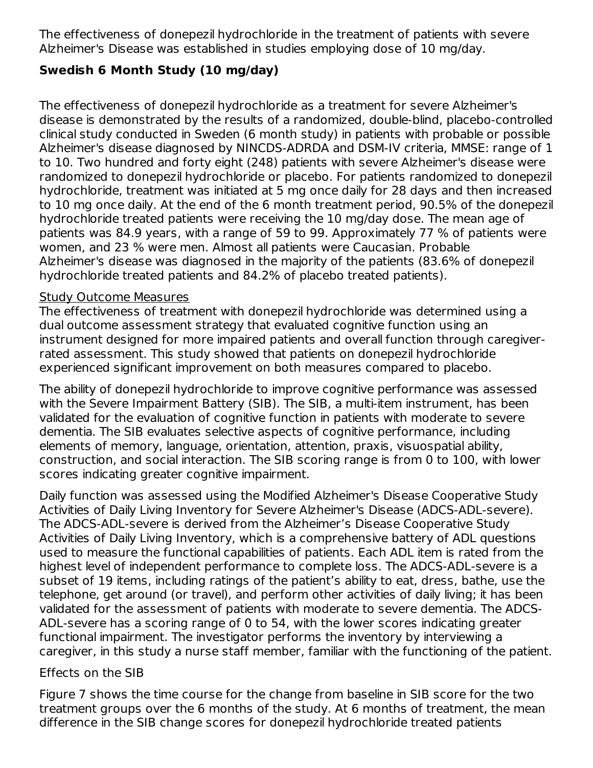The effectiveness of donepezil hydrochloride in the treatment of patients with severe Alzheimer's Disease was established in studies employing dose of 10 mg/day.

### Swedish 6 Month Study (10 mg/day)

The effectiveness of donepezil hydrochloride as a treatment for severe Alzheimer's disease is demonstrated by the results of a randomized, double-blind, placebo-controlled clinical study conducted in Sweden (6 month study) in patients with probable or possible Alzheimer's disease diagnosed by NINCDS-ADRDA and DSM-IV criteria, MMSE: range of 1 to 10. Two hundred and forty eight (248) patients with severe Alzheimer's disease were randomized to donepezil hydrochloride or placebo. For patients randomized to donepezil hydrochloride, treatment was initiated at 5 mg once daily for 28 days and then increased to 10 mg once daily. At the end of the 6 month treatment period, 90.5% of the donepezil hydrochloride treated patients were receiving the 10 mg/day dose. The mean age of patients was 84.9 years, with a range of 59 to 99. Approximately 77 % of patients were women, and 23 % were men. Almost all patients were Caucasian. Probable Alzheimer's disease was diagnosed in the majority of the patients (83.6% of donepezil hydrochloride treated patients and 84.2% of placebo treated patients).

Study Outcome Measures

The effectiveness of treatment with donepezil hydrochloride was determined using a dual outcome assessment strategy that evaluated cognitive function using an instrument designed for more impaired patients and overall function through caregiver-rated assessment. This study showed that patients on donepezil hydrochloride experienced significant improvement on both measures compared to placebo.

The ability of donepezil hydrochloride to improve cognitive performance was assessed with the Severe Impairment Battery (SIB). The SIB, a multi-item instrument, has been validated for the evaluation of cognitive function in patients with moderate to severe dementia. The SIB evaluates selective aspects of cognitive performance, including elements of memory, language, orientation, attention, praxis, visuospatial ability, construction, and social interaction. The SIB scoring range is from 0 to 100, with lower scores indicating greater cognitive impairment.

Daily function was assessed using the Modified Alzheimer's Disease Cooperative Study Activities of Daily Living Inventory for Severe Alzheimer's Disease (ADCS-ADL-severe). The ADCS-ADL-severe is derived from the Alzheimer's Disease Cooperative Study Activities of Daily Living Inventory, which is a comprehensive battery of ADL questions used to measure the functional capabilities of patients. Each ADL item is rated from the highest level of independent performance to complete loss. The ADCS-ADL-severe is a subset of 19 items, including ratings of the patient's ability to eat, dress, bathe, use the telephone, get around (or travel), and perform other activities of daily living; it has been validated for the assessment of patients with moderate to severe dementia. The ADCS-ADL-severe has a scoring range of 0 to 54, with the lower scores indicating greater functional impairment. The investigator performs the inventory by interviewing a caregiver, in this study a nurse staff member, familiar with the functioning of the patient.

Effects on the SIB

Figure 7 shows the time course for the change from baseline in SIB score for the two treatment groups over the 6 months of the study. At 6 months of treatment, the mean difference in the SIB change scores for donepezil hydrochloride treated patients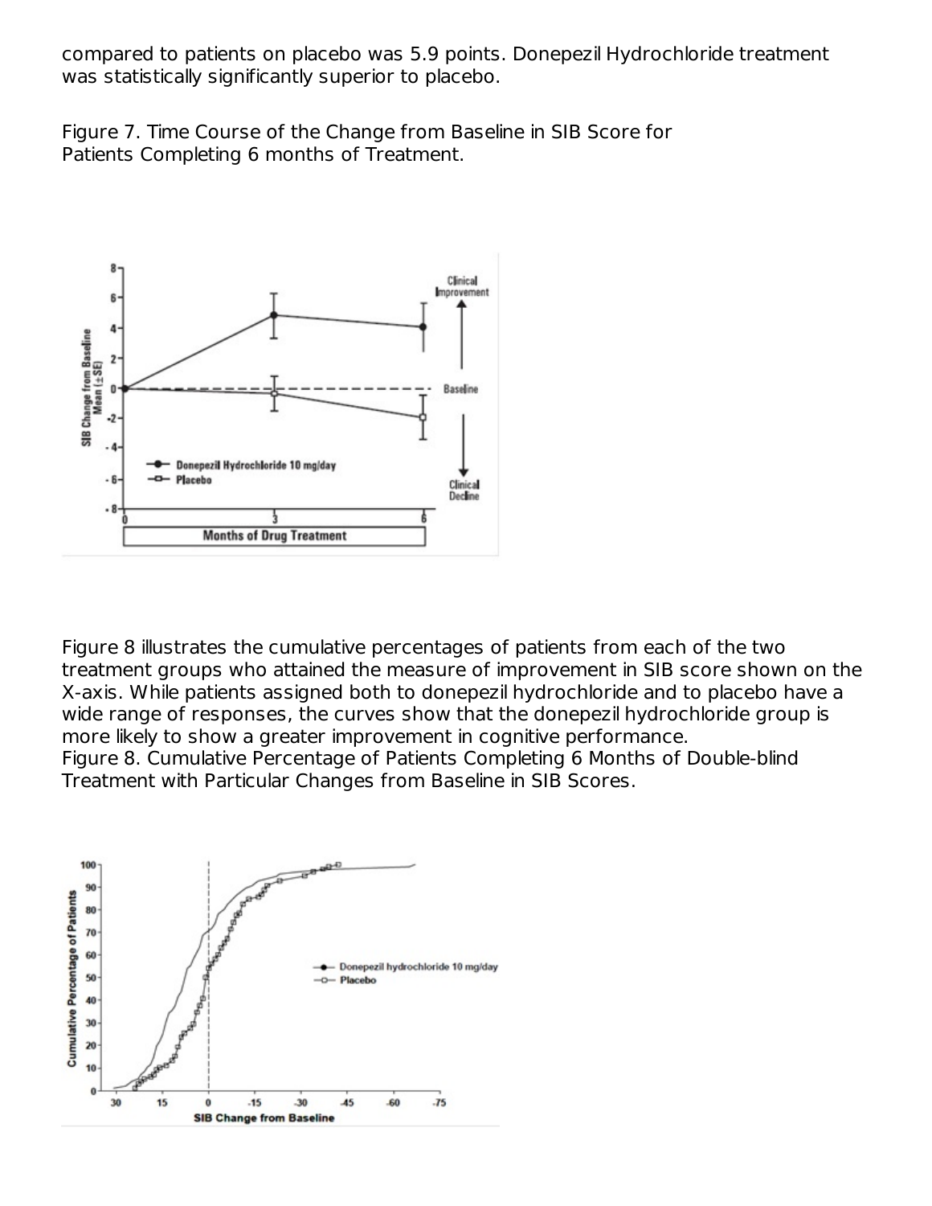compared to patients on placebo was 5.9 points. Donepezil Hydrochloride treatment was statistically significantly superior to placebo.

Figure 7. Time Course of the Change from Baseline in SIB Score for Patients Completing 6 months of Treatment.

Figure 8 illustrates the cumulative percentages of patients from each of the two treatment groups who attained the measure of improvement in SIB score shown on the X-axis. While patients assigned both to donepezil hydrochloride and to placebo have a wide range of responses, the curves show that the donepezil hydrochloride group is more likely to show a greater improvement in cognitive performance.

Figure 8. Cumulative Percentage of Patients Completing 6 Months of Double-blind Treatment with Particular Changes from Baseline in SIB Scores.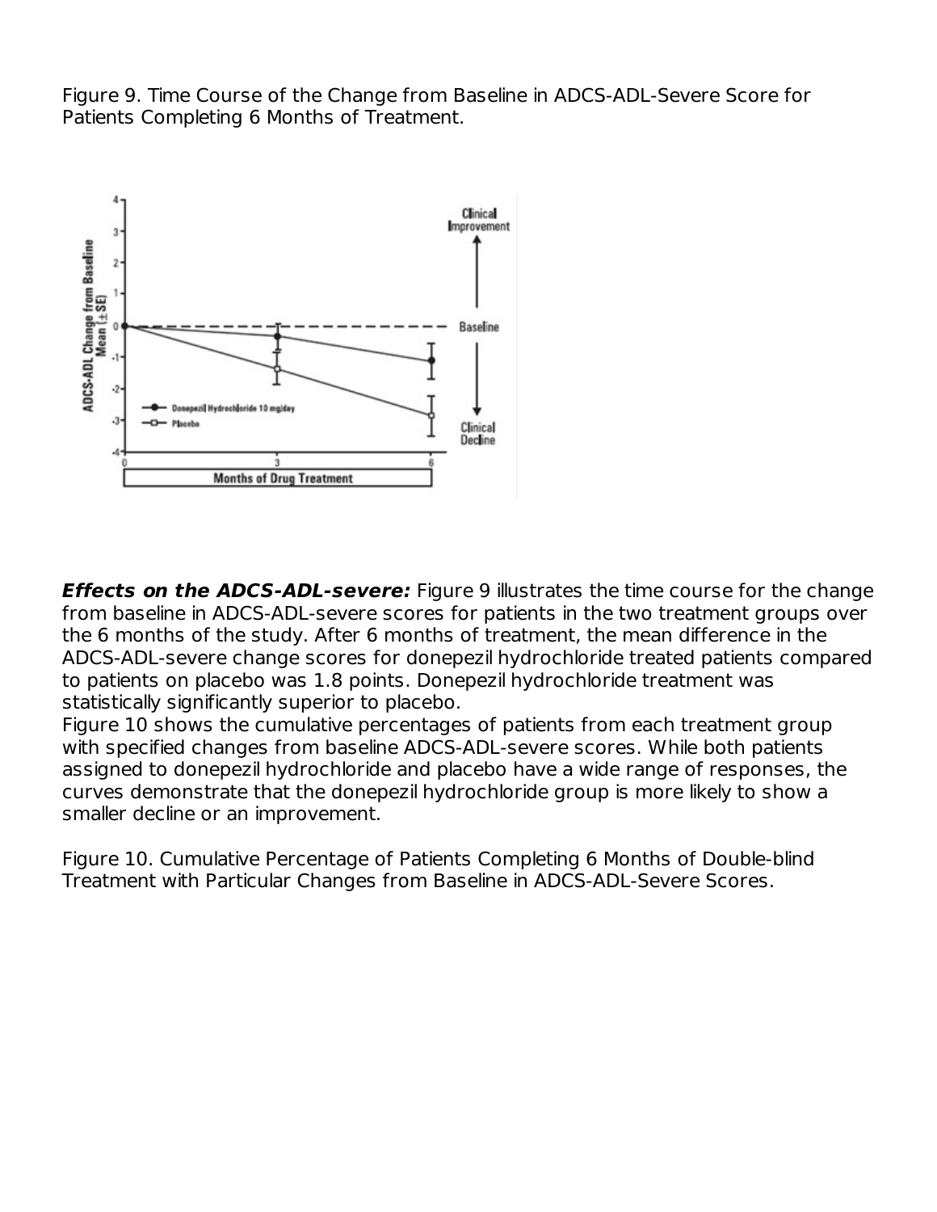Figure 9. Time Course of the Change from Baseline in ADCS-ADL-Severe Score for Patients Completing 6 Months of Treatment.

***Effects on the ADCS-ADL-severe:*** Figure 9 illustrates the time course for the change from baseline in ADCS-ADL-severe scores for patients in the two treatment groups over the 6 months of the study. After 6 months of treatment, the mean difference in the ADCS-ADL-severe change scores for donepezil hydrochloride treated patients compared to patients on placebo was 1.8 points. Donepezil hydrochloride treatment was statistically significantly superior to placebo.

Figure 10 shows the cumulative percentages of patients from each treatment group with specified changes from baseline ADCS-ADL-severe scores. While both patients assigned to donepezil hydrochloride and placebo have a wide range of responses, the curves demonstrate that the donepezil hydrochloride group is more likely to show a smaller decline or an improvement.

Figure 10. Cumulative Percentage of Patients Completing 6 Months of Double-blind Treatment with Particular Changes from Baseline in ADCS-ADL-Severe Scores.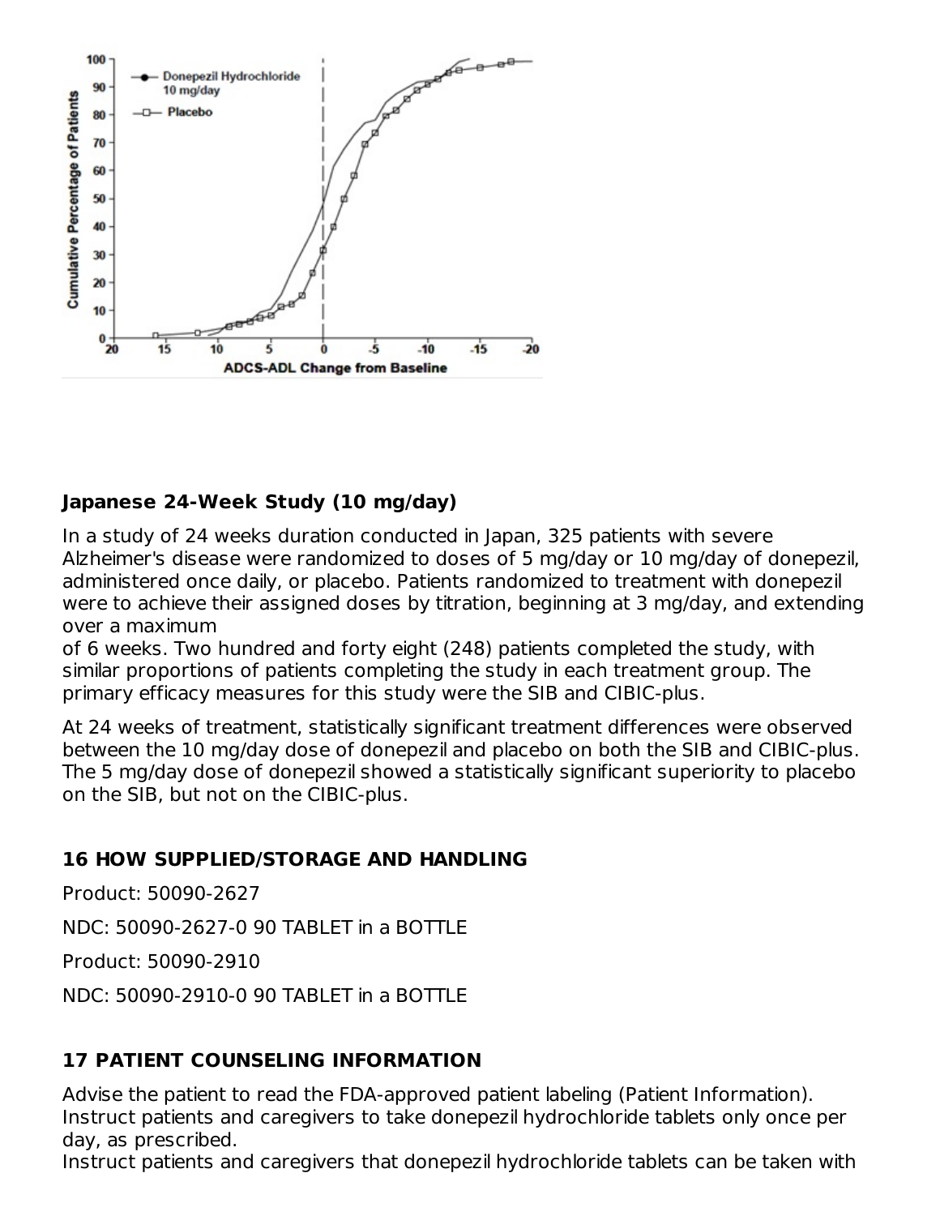## Japanese 24-Week Study (10 mg/day)

In a study of 24 weeks duration conducted in Japan, 325 patients with severe Alzheimer's disease were randomized to doses of 5 mg/day or 10 mg/day of donepezil, administered once daily, or placebo. Patients randomized to treatment with donepezil were to achieve their assigned doses by titration, beginning at 3 mg/day, and extending over a maximum of 6 weeks. Two hundred and forty eight (248) patients completed the study, with similar proportions of patients completing the study in each treatment group. The primary efficacy measures for this study were the SIB and CIBIC-plus.

At 24 weeks of treatment, statistically significant treatment differences were observed between the 10 mg/day dose of donepezil and placebo on both the SIB and CIBIC-plus. The 5 mg/day dose of donepezil showed a statistically significant superiority to placebo on the SIB, but not on the CIBIC-plus.

## 16 HOW SUPPLIED/STORAGE AND HANDLING

Product: 50090-2627

NDC: 50090-2627-0 90 TABLET in a BOTTLE

Product: 50090-2910

NDC: 50090-2910-0 90 TABLET in a BOTTLE

## 17 PATIENT COUNSELING INFORMATION

Advise the patient to read the FDA-approved patient labeling (Patient Information).
Instruct patients and caregivers to take donepezil hydrochloride tablets only once per day, as prescribed.
Instruct patients and caregivers that donepezil hydrochloride tablets can be taken with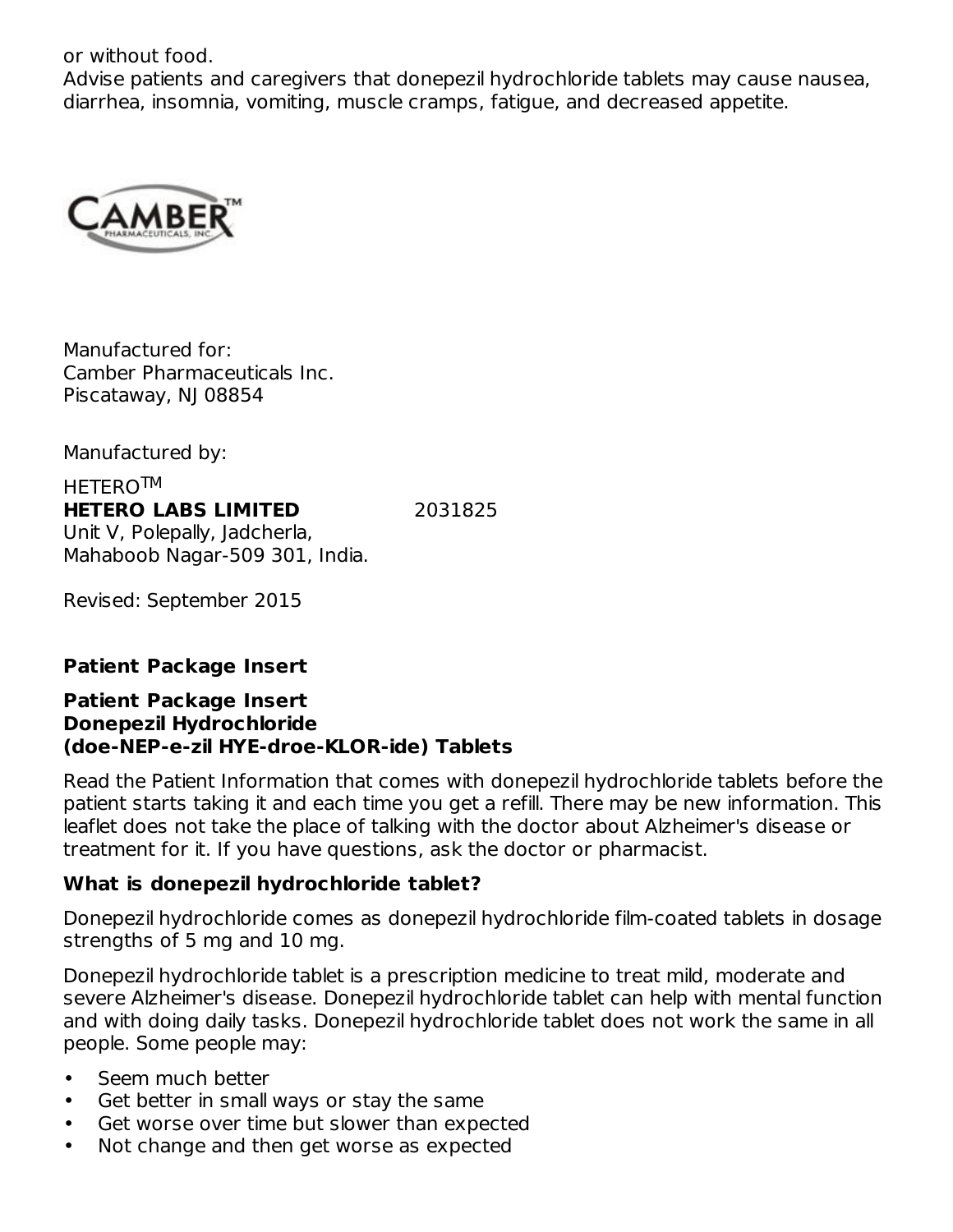or without food.

Advise patients and caregivers that donepezil hydrochloride tablets may cause nausea, diarrhea, insomnia, vomiting, muscle cramps, fatigue, and decreased appetite.

Manufactured for:
Camber Pharmaceuticals Inc.
Piscataway, NJ 08854

Manufactured by:

HETERO™
**HETERO LABS LIMITED** 2031825
Unit V, Polepally, Jadcherla,
Mahaboob Nagar-509 301, India.

Revised: September 2015

**Patient Package Insert**

## Patient Package Insert
## Donepezil Hydrochloride
## (doe-NEP-e-zil HYE-droe-KLOR-ide) Tablets

Read the Patient Information that comes with donepezil hydrochloride tablets before the patient starts taking it and each time you get a refill. There may be new information. This leaflet does not take the place of talking with the doctor about Alzheimer's disease or treatment for it. If you have questions, ask the doctor or pharmacist.

### What is donepezil hydrochloride tablet?

Donepezil hydrochloride comes as donepezil hydrochloride film-coated tablets in dosage strengths of 5 mg and 10 mg.

Donepezil hydrochloride tablet is a prescription medicine to treat mild, moderate and severe Alzheimer's disease. Donepezil hydrochloride tablet can help with mental function and with doing daily tasks. Donepezil hydrochloride tablet does not work the same in all people. Some people may:

- Seem much better
- Get better in small ways or stay the same
- Get worse over time but slower than expected
- Not change and then get worse as expected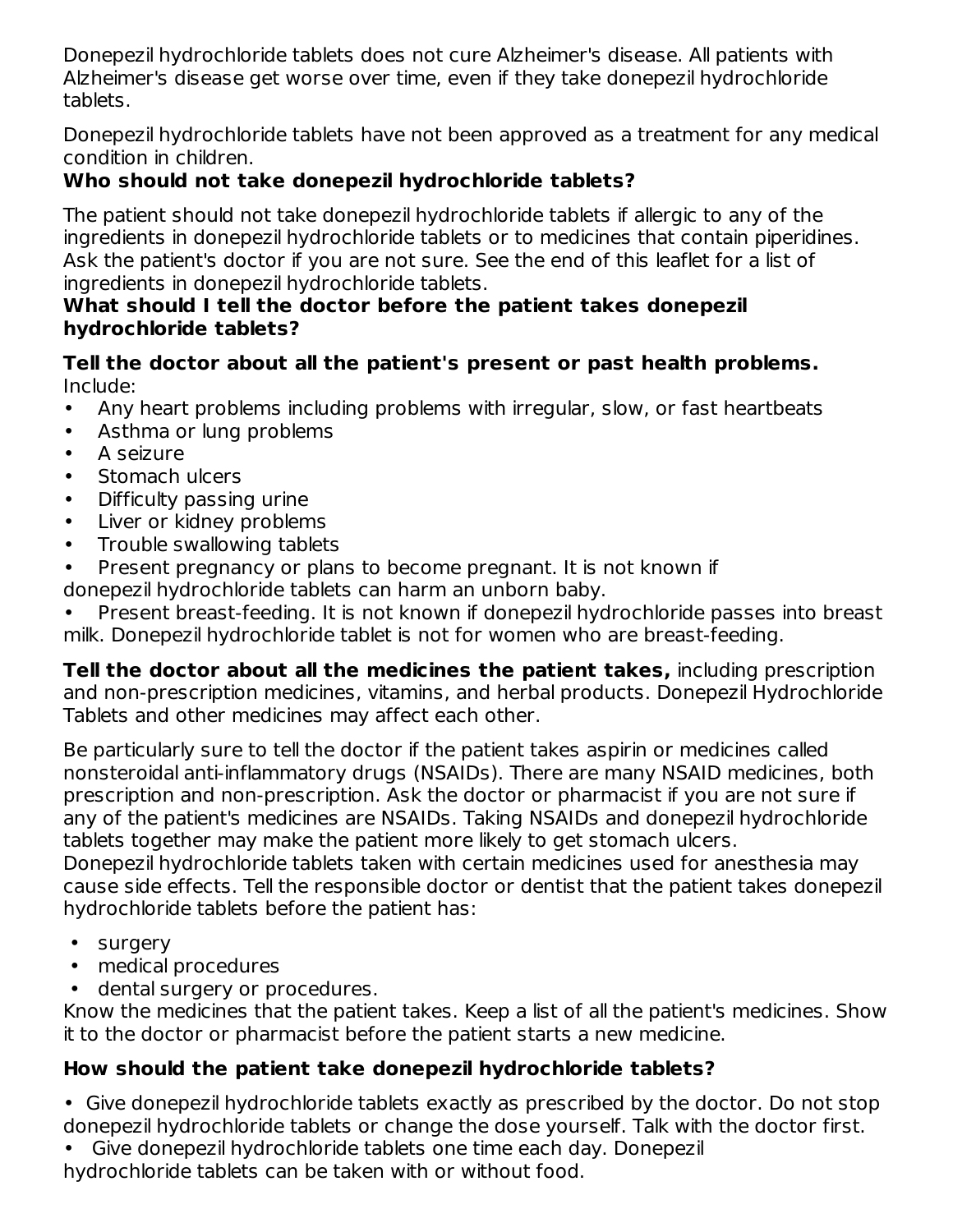Donepezil hydrochloride tablets does not cure Alzheimer's disease. All patients with Alzheimer's disease get worse over time, even if they take donepezil hydrochloride tablets.

Donepezil hydrochloride tablets have not been approved as a treatment for any medical condition in children.

**Who should not take donepezil hydrochloride tablets?**

The patient should not take donepezil hydrochloride tablets if allergic to any of the ingredients in donepezil hydrochloride tablets or to medicines that contain piperidines. Ask the patient's doctor if you are not sure. See the end of this leaflet for a list of ingredients in donepezil hydrochloride tablets.

**What should I tell the doctor before the patient takes donepezil hydrochloride tablets?**

**Tell the doctor about all the patient's present or past health problems.** Include:

- Any heart problems including problems with irregular, slow, or fast heartbeats
- Asthma or lung problems
- A seizure
- Stomach ulcers
- Difficulty passing urine
- Liver or kidney problems
- Trouble swallowing tablets
- Present pregnancy or plans to become pregnant. It is not known if donepezil hydrochloride tablets can harm an unborn baby.
- Present breast-feeding. It is not known if donepezil hydrochloride passes into breast milk. Donepezil hydrochloride tablet is not for women who are breast-feeding.

**Tell the doctor about all the medicines the patient takes,** including prescription and non-prescription medicines, vitamins, and herbal products. Donepezil Hydrochloride Tablets and other medicines may affect each other.

Be particularly sure to tell the doctor if the patient takes aspirin or medicines called nonsteroidal anti-inflammatory drugs (NSAIDs). There are many NSAID medicines, both prescription and non-prescription. Ask the doctor or pharmacist if you are not sure if any of the patient's medicines are NSAIDs. Taking NSAIDs and donepezil hydrochloride tablets together may make the patient more likely to get stomach ulcers.

Donepezil hydrochloride tablets taken with certain medicines used for anesthesia may cause side effects. Tell the responsible doctor or dentist that the patient takes donepezil hydrochloride tablets before the patient has:

- surgery
- medical procedures
- dental surgery or procedures.

Know the medicines that the patient takes. Keep a list of all the patient's medicines. Show it to the doctor or pharmacist before the patient starts a new medicine.

**How should the patient take donepezil hydrochloride tablets?**

- Give donepezil hydrochloride tablets exactly as prescribed by the doctor. Do not stop donepezil hydrochloride tablets or change the dose yourself. Talk with the doctor first.
- Give donepezil hydrochloride tablets one time each day. Donepezil hydrochloride tablets can be taken with or without food.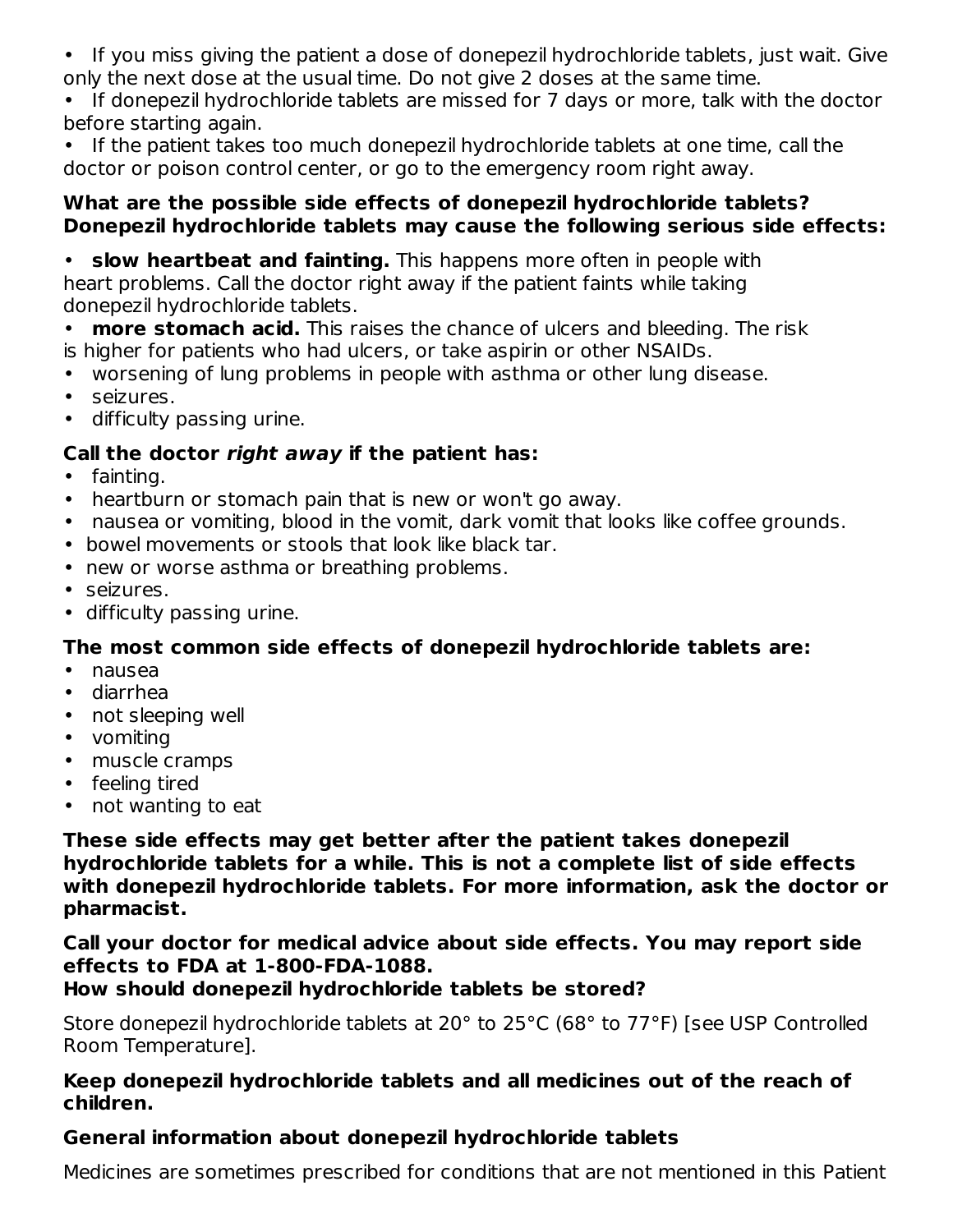- If you miss giving the patient a dose of donepezil hydrochloride tablets, just wait. Give only the next dose at the usual time. Do not give 2 doses at the same time.
- If donepezil hydrochloride tablets are missed for 7 days or more, talk with the doctor before starting again.
- If the patient takes too much donepezil hydrochloride tablets at one time, call the doctor or poison control center, or go to the emergency room right away.

**What are the possible side effects of donepezil hydrochloride tablets?**
**Donepezil hydrochloride tablets may cause the following serious side effects:**

- **slow heartbeat and fainting.** This happens more often in people with heart problems. Call the doctor right away if the patient faints while taking donepezil hydrochloride tablets.
- **more stomach acid.** This raises the chance of ulcers and bleeding. The risk is higher for patients who had ulcers, or take aspirin or other NSAIDs.
- worsening of lung problems in people with asthma or other lung disease.
- seizures.
- difficulty passing urine.

**Call the doctor *right away* if the patient has:**

- fainting.
- heartburn or stomach pain that is new or won't go away.
- nausea or vomiting, blood in the vomit, dark vomit that looks like coffee grounds.
- bowel movements or stools that look like black tar.
- new or worse asthma or breathing problems.
- seizures.
- difficulty passing urine.

**The most common side effects of donepezil hydrochloride tablets are:**

- nausea
- diarrhea
- not sleeping well
- vomiting
- muscle cramps
- feeling tired
- not wanting to eat

**These side effects may get better after the patient takes donepezil hydrochloride tablets for a while. This is not a complete list of side effects with donepezil hydrochloride tablets. For more information, ask the doctor or pharmacist.**

**Call your doctor for medical advice about side effects. You may report side effects to FDA at 1-800-FDA-1088.**

**How should donepezil hydrochloride tablets be stored?**

Store donepezil hydrochloride tablets at 20° to 25°C (68° to 77°F) [see USP Controlled Room Temperature].

**Keep donepezil hydrochloride tablets and all medicines out of the reach of children.**

**General information about donepezil hydrochloride tablets**

Medicines are sometimes prescribed for conditions that are not mentioned in this Patient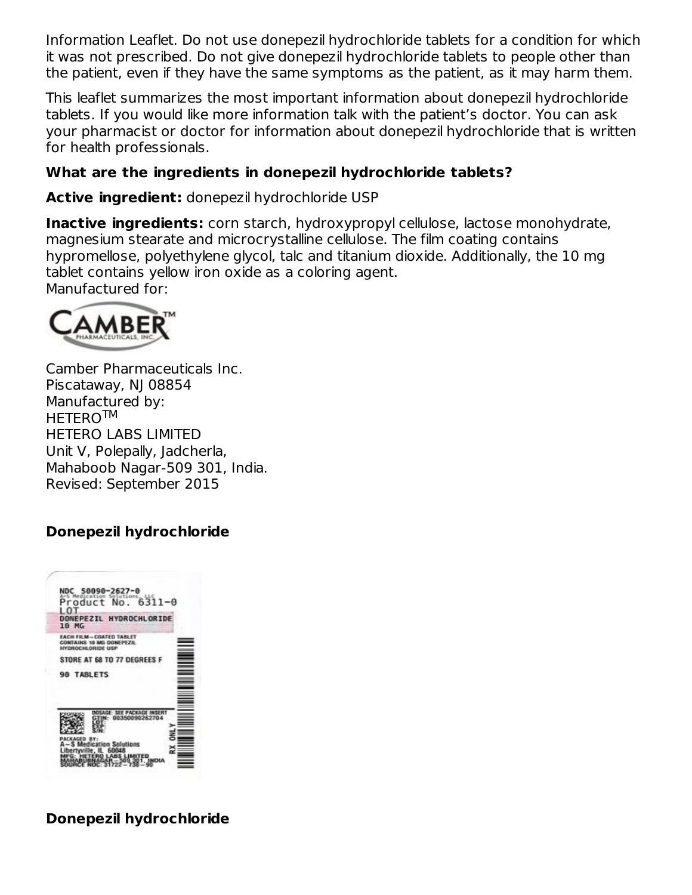Information Leaflet. Do not use donepezil hydrochloride tablets for a condition for which it was not prescribed. Do not give donepezil hydrochloride tablets to people other than the patient, even if they have the same symptoms as the patient, as it may harm them.

This leaflet summarizes the most important information about donepezil hydrochloride tablets. If you would like more information talk with the patient's doctor. You can ask your pharmacist or doctor for information about donepezil hydrochloride that is written for health professionals.

**What are the ingredients in donepezil hydrochloride tablets?**

**Active ingredient:** donepezil hydrochloride USP

**Inactive ingredients:** corn starch, hydroxypropyl cellulose, lactose monohydrate, magnesium stearate and microcrystalline cellulose. The film coating contains hypromellose, polyethylene glycol, talc and titanium dioxide. Additionally, the 10 mg tablet contains yellow iron oxide as a coloring agent.
Manufactured for:

Camber Pharmaceuticals Inc.
Piscataway, NJ 08854
Manufactured by:
HETERO™
HETERO LABS LIMITED
Unit V, Polepally, Jadcherla,
Mahaboob Nagar-509 301, India.
Revised: September 2015

**Donepezil hydrochloride**

NDC 50090-2627-0
A-S Medication Solutions, LLC
Product No. 6311-0
LOT
DONEPEZIL HYDROCHLORIDE
10 MG
EACH FILM-COATED TABLET CONTAINS 10 MG DONEPEZIL HYDROCHLORIDE USP
STORE AT 68 TO 77 DEGREES F
90 TABLETS
DOSAGE: SEE PACKAGE INSERT
GTIN: 00350090262704
LOT:
EXP:
S/N:
PACKAGED BY:
A-S Medication Solutions
Libertyville, IL 60048
MFG: HETERO LABS LIMITED
MAHABUBNAGAR-509 301, INDIA
SOURCE NDC: 31722-738-90
RX ONLY

**Donepezil hydrochloride**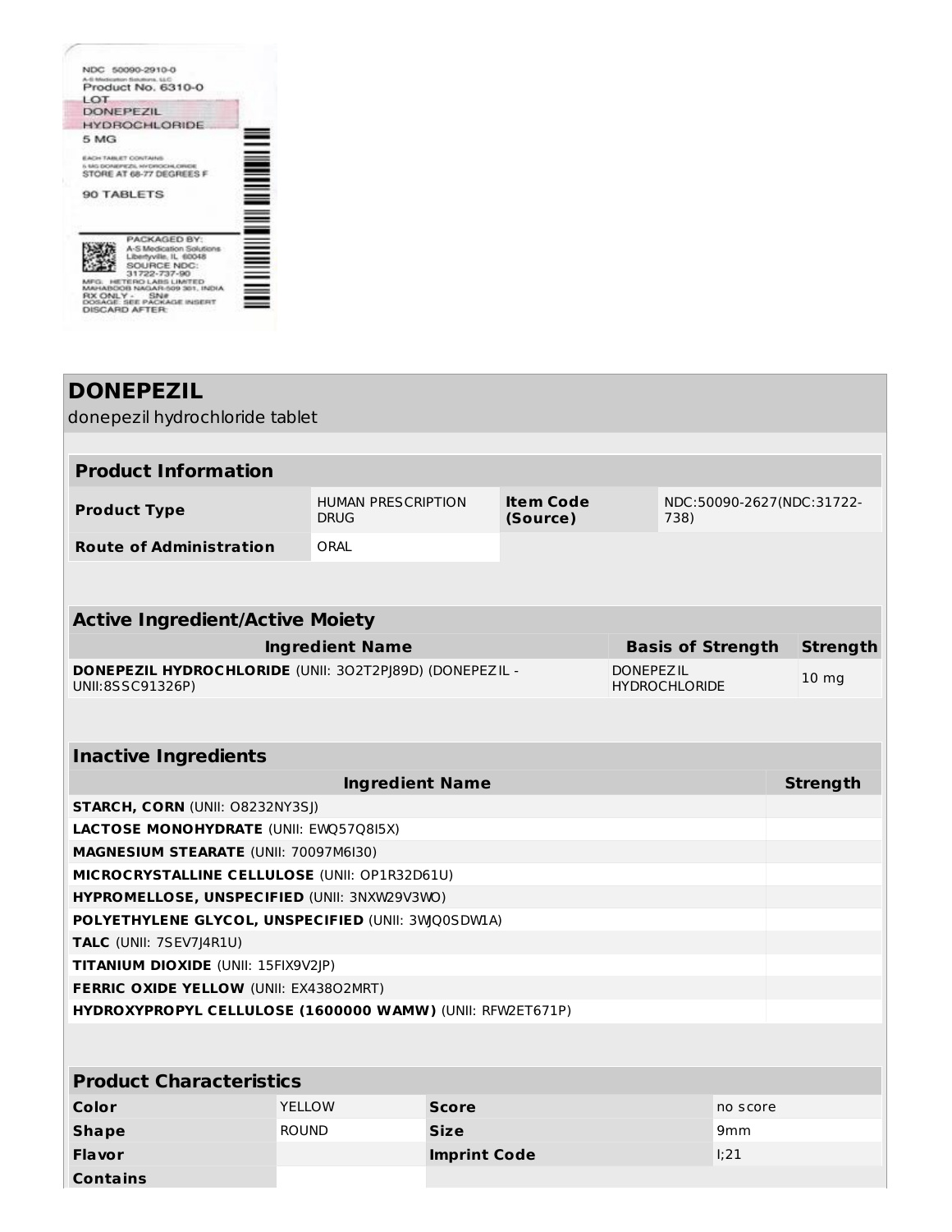NDC 50090-2910-0
A-S Medication Solutions, LLC
Product No. 6310-0
LOT
DONEPEZIL
HYDROCHLORIDE
5 MG
EACH TABLET CONTAINS
5 MG DONEPEZIL HYDROCHLORIDE
STORE AT 68-77 DEGREES F

90 TABLETS

PACKAGED BY:
A-S Medication Solutions
Libertyville, IL 60048
SOURCE NDC:
31722-737-90
MFG: HETERO LABS LIMITED
MAHABOOB NAGAR-509 301, INDIA
RX ONLY - SN#
DOSAGE: SEE PACKAGE INSERT
DISCARD AFTER:

# DONEPEZIL

donepezil hydrochloride tablet

## Product Information

| | | | |
|---|---|---|---|
| **Product Type** | HUMAN PRESCRIPTION DRUG | **Item Code (Source)** | NDC:50090-2627(NDC:31722-738) |
| **Route of Administration** | ORAL | | |

## Active Ingredient/Active Moiety

| Ingredient Name | Basis of Strength | Strength |
|---|---|---|
| **DONEPEZIL HYDROCHLORIDE** (UNII: 3O2T2PJ89D) (DONEPEZIL - UNII:8SSC91326P) | DONEPEZIL HYDROCHLORIDE | 10 mg |

## Inactive Ingredients

| Ingredient Name | Strength |
|---|---|
| **STARCH, CORN** (UNII: O8232NY3SJ) | |
| **LACTOSE MONOHYDRATE** (UNII: EWQ57Q8I5X) | |
| **MAGNESIUM STEARATE** (UNII: 70097M6I30) | |
| **MICROCRYSTALLINE CELLULOSE** (UNII: OP1R32D61U) | |
| **HYPROMELLOSE, UNSPECIFIED** (UNII: 3NXW29V3WO) | |
| **POLYETHYLENE GLYCOL, UNSPECIFIED** (UNII: 3WJQ0SDW1A) | |
| **TALC** (UNII: 7SEV7J4R1U) | |
| **TITANIUM DIOXIDE** (UNII: 15FIX9V2JP) | |
| **FERRIC OXIDE YELLOW** (UNII: EX438O2MRT) | |
| **HYDROXYPROPYL CELLULOSE (1600000 WAMW)** (UNII: RFW2ET671P) | |

## Product Characteristics

| | | | |
|---|---|---|---|
| **Color** | YELLOW | **Score** | no score |
| **Shape** | ROUND | **Size** | 9mm |
| **Flavor** | | **Imprint Code** | I;21 |
| **Contains** | | | |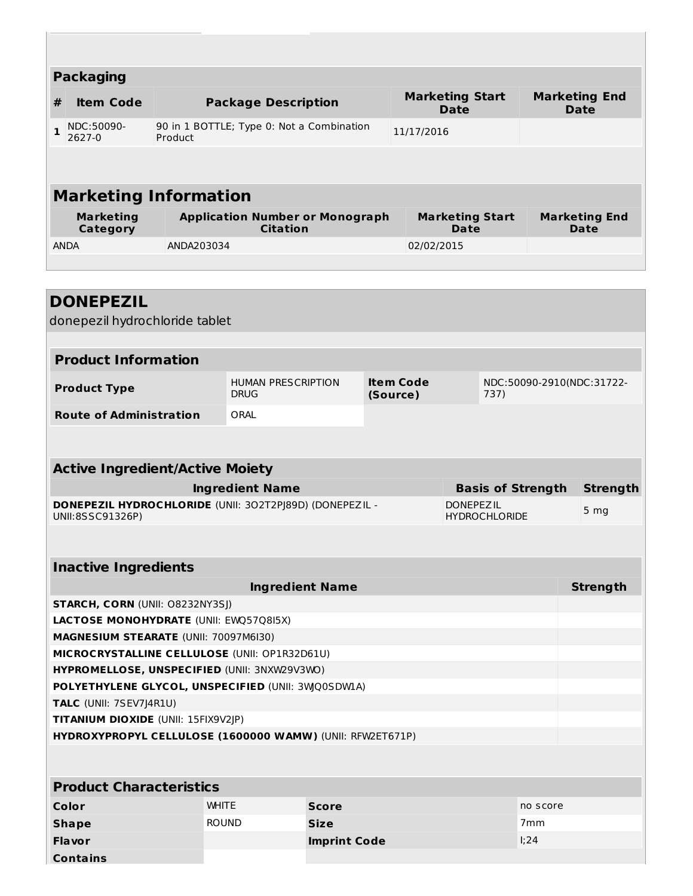## Packaging

| # | Item Code | Package Description | Marketing Start Date | Marketing End Date |
|---|---|---|---|---|
| 1 | NDC:50090-2627-0 | 90 in 1 BOTTLE; Type 0: Not a Combination Product | 11/17/2016 | |

## Marketing Information

| Marketing Category | Application Number or Monograph Citation | Marketing Start Date | Marketing End Date |
|---|---|---|---|
| ANDA | ANDA203034 | 02/02/2015 | |

# DONEPEZIL

donepezil hydrochloride tablet

## Product Information

| | | | |
|---|---|---|---|
| **Product Type** | HUMAN PRESCRIPTION DRUG | **Item Code (Source)** | NDC:50090-2910(NDC:31722-737) |
| **Route of Administration** | ORAL | | |

## Active Ingredient/Active Moiety

| Ingredient Name | Basis of Strength | Strength |
|---|---|---|
| **DONEPEZIL HYDROCHLORIDE** (UNII: 3O2T2PJ89D) (DONEPEZIL - UNII:8SSC91326P) | DONEPEZIL HYDROCHLORIDE | 5 mg |

## Inactive Ingredients

| Ingredient Name | Strength |
|---|---|
| **STARCH, CORN** (UNII: O8232NY3SJ) | |
| **LACTOSE MONOHYDRATE** (UNII: EWQ57Q8I5X) | |
| **MAGNESIUM STEARATE** (UNII: 70097M6I30) | |
| **MICROCRYSTALLINE CELLULOSE** (UNII: OP1R32D61U) | |
| **HYPROMELLOSE, UNSPECIFIED** (UNII: 3NXW29V3WO) | |
| **POLYETHYLENE GLYCOL, UNSPECIFIED** (UNII: 3WQ0SDW1A) | |
| **TALC** (UNII: 7SEV7J4R1U) | |
| **TITANIUM DIOXIDE** (UNII: 15FIX9V2JP) | |
| **HYDROXYPROPYL CELLULOSE (1600000 WAMW)** (UNII: RFW2ET671P) | |

## Product Characteristics

| | | | |
|---|---|---|---|
| **Color** | WHITE | **Score** | no score |
| **Shape** | ROUND | **Size** | 7mm |
| **Flavor** | | **Imprint Code** | I;24 |
| **Contains** | | | |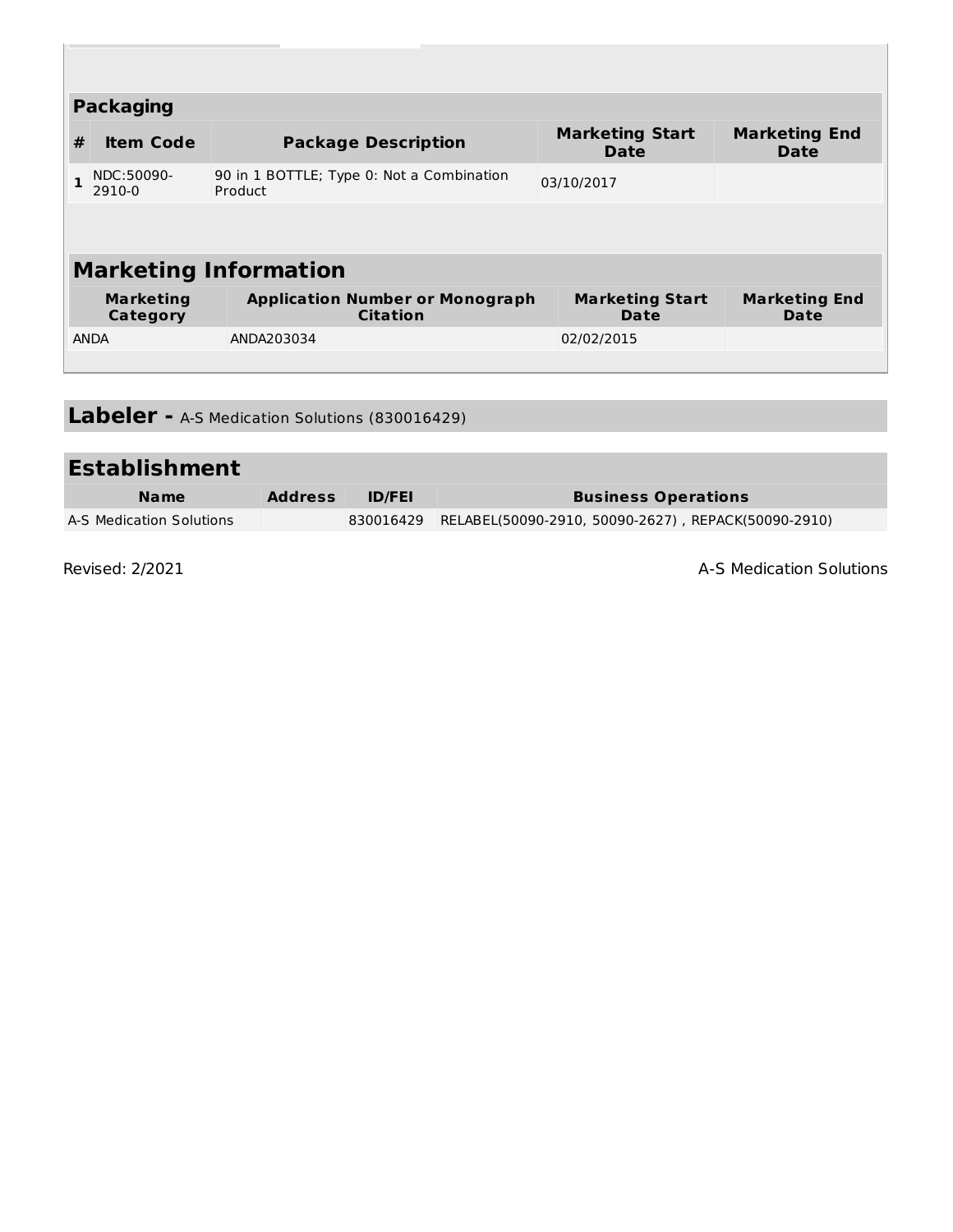## Packaging

| # | Item Code | Package Description | Marketing Start Date | Marketing End Date |
|---|---|---|---|---|
| 1 | NDC:50090-2910-0 | 90 in 1 BOTTLE; Type 0: Not a Combination Product | 03/10/2017 | |

## Marketing Information

| Marketing Category | Application Number or Monograph Citation | Marketing Start Date | Marketing End Date |
|---|---|---|---|
| ANDA | ANDA203034 | 02/02/2015 | |

## Labeler - A-S Medication Solutions (830016429)

## Establishment

| Name | Address | ID/FEI | Business Operations |
|---|---|---|---|
| A-S Medication Solutions | | 830016429 | RELABEL(50090-2910, 50090-2627) , REPACK(50090-2910) |

Revised: 2/2021

A-S Medication Solutions